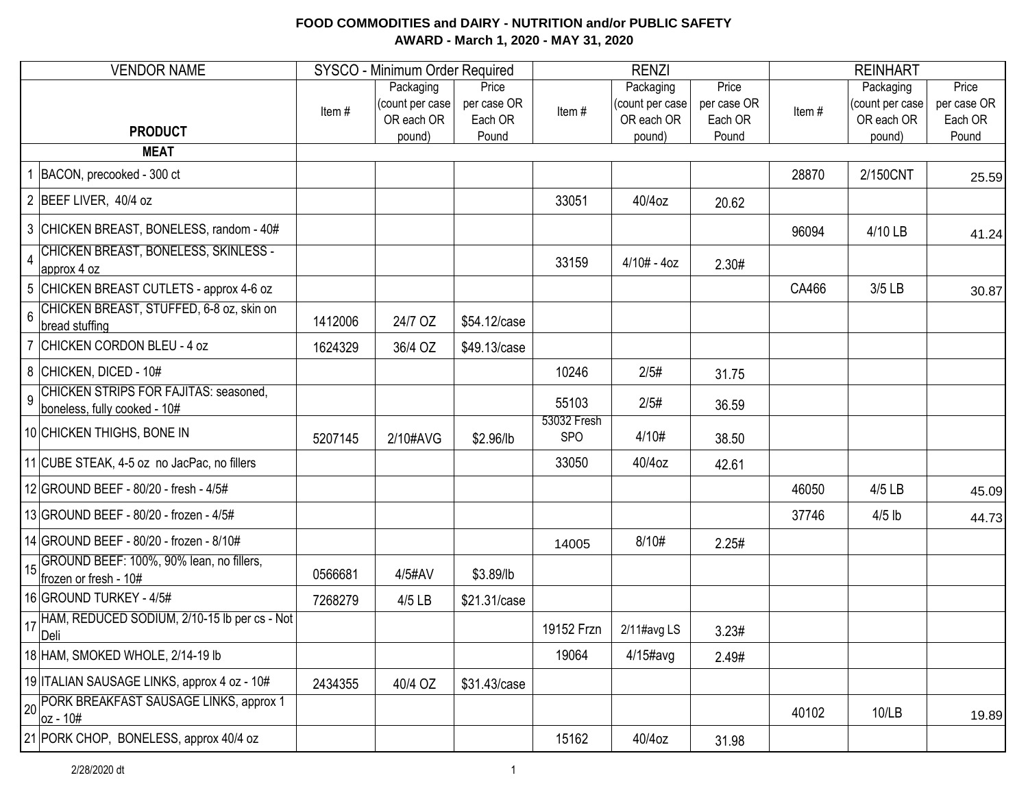**FOOD COMMODITIES and DAIRY - NUTRITION and/or PUBLIC SAFETY**
**AWARD - March 1, 2020 - MAY 31, 2020**

| | VENDOR NAME | SYSCO - Minimum Order Required | | | RENZI | | | REINHART | | |
|---|---|---|---|---|---|---|---|---|---|---|
| | **PRODUCT** | Item # | Packaging (count per case OR each OR pound) | Price per case OR Each OR Pound | Item # | Packaging (count per case OR each OR pound) | Price per case OR Each OR Pound | Item # | Packaging (count per case OR each OR pound) | Price per case OR Each OR Pound |
| | **MEAT** | | | | | | | | | |
| 1 | BACON, precooked - 300 ct | | | | | | | 28870 | 2/150CNT | 25.59 |
| 2 | BEEF LIVER, 40/4 oz | | | | 33051 | 40/4oz | 20.62 | | | |
| 3 | CHICKEN BREAST, BONELESS, random - 40# | | | | | | | 96094 | 4/10 LB | 41.24 |
| 4 | CHICKEN BREAST, BONELESS, SKINLESS - approx 4 oz | | | | 33159 | 4/10# - 4oz | 2.30# | | | |
| 5 | CHICKEN BREAST CUTLETS - approx 4-6 oz | | | | | | | CA466 | 3/5 LB | 30.87 |
| 6 | CHICKEN BREAST, STUFFED, 6-8 oz, skin on bread stuffing | 1412006 | 24/7 OZ | $54.12/case | | | | | | |
| 7 | CHICKEN CORDON BLEU - 4 oz | 1624329 | 36/4 OZ | $49.13/case | | | | | | |
| 8 | CHICKEN, DICED - 10# | | | | 10246 | 2/5# | 31.75 | | | |
| 9 | CHICKEN STRIPS FOR FAJITAS: seasoned, boneless, fully cooked - 10# | | | | 55103 | 2/5# | 36.59 | | | |
| 10 | CHICKEN THIGHS, BONE IN | 5207145 | 2/10#AVG | $2.96/lb | 53032 Fresh SPO | 4/10# | 38.50 | | | |
| 11 | CUBE STEAK, 4-5 oz no JacPac, no fillers | | | | 33050 | 40/4oz | 42.61 | | | |
| 12 | GROUND BEEF - 80/20 - fresh - 4/5# | | | | | | | 46050 | 4/5 LB | 45.09 |
| 13 | GROUND BEEF - 80/20 - frozen - 4/5# | | | | | | | 37746 | 4/5 lb | 44.73 |
| 14 | GROUND BEEF - 80/20 - frozen - 8/10# | | | | 14005 | 8/10# | 2.25# | | | |
| 15 | GROUND BEEF: 100%, 90% lean, no fillers, frozen or fresh - 10# | 0566681 | 4/5#AV | $3.89/lb | | | | | | |
| 16 | GROUND TURKEY - 4/5# | 7268279 | 4/5 LB | $21.31/case | | | | | | |
| 17 | HAM, REDUCED SODIUM, 2/10-15 lb per cs - Not Deli | | | | 19152 Frzn | 2/11#avg LS | 3.23# | | | |
| 18 | HAM, SMOKED WHOLE, 2/14-19 lb | | | | 19064 | 4/15#avg | 2.49# | | | |
| 19 | ITALIAN SAUSAGE LINKS, approx 4 oz - 10# | 2434355 | 40/4 OZ | $31.43/case | | | | | | |
| 20 | PORK BREAKFAST SAUSAGE LINKS, approx 1 oz - 10# | | | | | | | 40102 | 10/LB | 19.89 |
| 21 | PORK CHOP, BONELESS, approx 40/4 oz | | | | 15162 | 40/4oz | 31.98 | | | |

2/28/2020 dt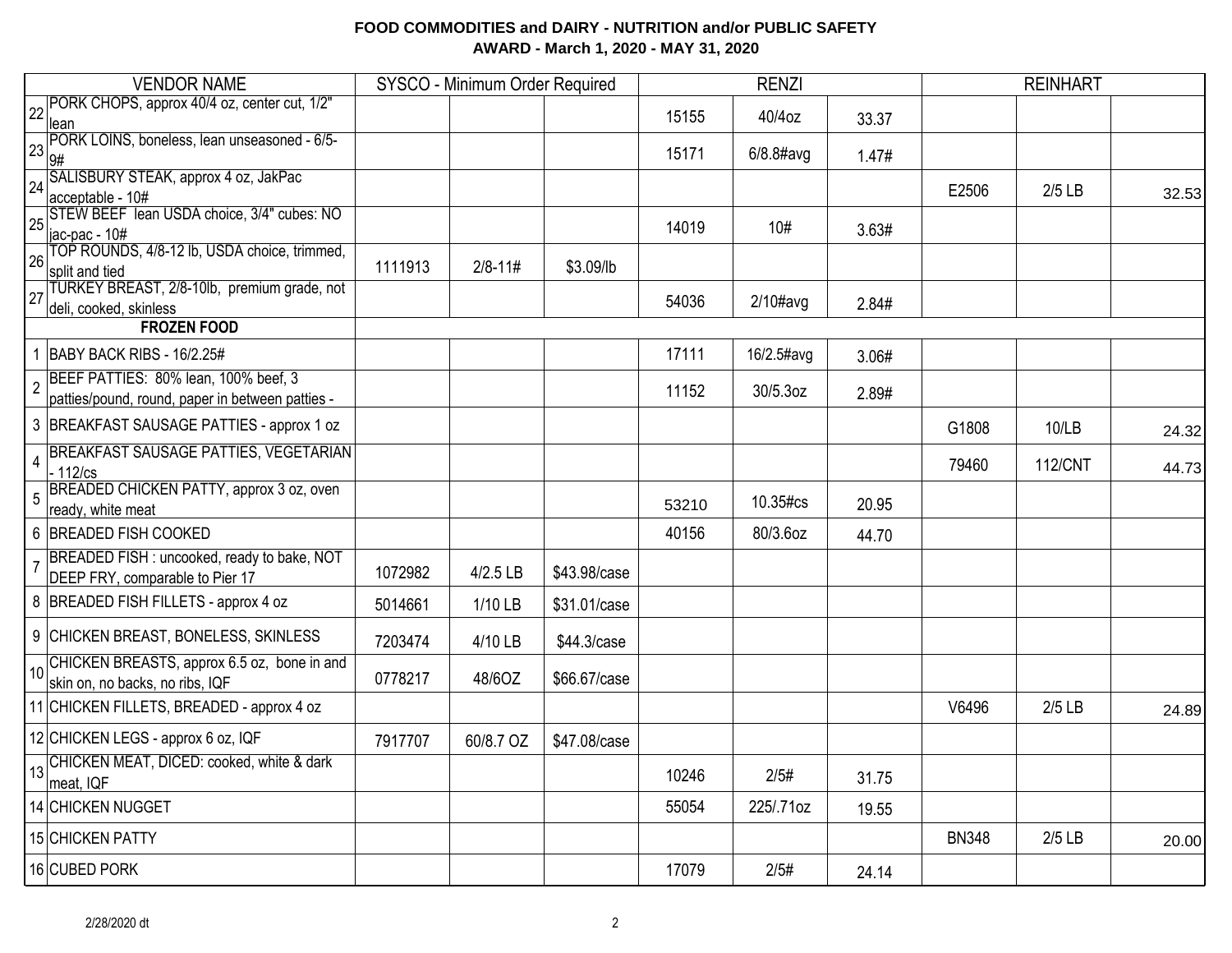**FOOD COMMODITIES and DAIRY - NUTRITION and/or PUBLIC SAFETY**
**AWARD - March 1, 2020 - MAY 31, 2020**

| | VENDOR NAME | SYSCO - Minimum Order Required | | | RENZI | | | REINHART | | |
|---|---|---|---|---|---|---|---|---|---|---|
| 22 | PORK CHOPS, approx 40/4 oz, center cut, 1/2" lean | | | | 15155 | 40/4oz | 33.37 | | | |
| 23 | PORK LOINS, boneless, lean unseasoned - 6/5-9# | | | | 15171 | 6/8.8#avg | 1.47# | | | |
| 24 | SALISBURY STEAK, approx 4 oz, JakPac acceptable - 10# | | | | | | | E2506 | 2/5 LB | 32.53 |
| 25 | STEW BEEF lean USDA choice, 3/4" cubes: NO jac-pac - 10# | | | | 14019 | 10# | 3.63# | | | |
| 26 | TOP ROUNDS, 4/8-12 lb, USDA choice, trimmed, split and tied | 1111913 | 2/8-11# | $3.09/lb | | | | | | |
| 27 | TURKEY BREAST, 2/8-10lb, premium grade, not deli, cooked, skinless | | | | 54036 | 2/10#avg | 2.84# | | | |
| | **FROZEN FOOD** | | | | | | | | | |
| 1 | BABY BACK RIBS - 16/2.25# | | | | 17111 | 16/2.5#avg | 3.06# | | | |
| 2 | BEEF PATTIES: 80% lean, 100% beef, 3 patties/pound, round, paper in between patties - | | | | 11152 | 30/5.3oz | 2.89# | | | |
| 3 | BREAKFAST SAUSAGE PATTIES - approx 1 oz | | | | | | | G1808 | 10/LB | 24.32 |
| 4 | BREAKFAST SAUSAGE PATTIES, VEGETARIAN - 112/cs | | | | | | | 79460 | 112/CNT | 44.73 |
| 5 | BREADED CHICKEN PATTY, approx 3 oz, oven ready, white meat | | | | 53210 | 10.35#cs | 20.95 | | | |
| 6 | BREADED FISH COOKED | | | | 40156 | 80/3.6oz | 44.70 | | | |
| 7 | BREADED FISH : uncooked, ready to bake, NOT DEEP FRY, comparable to Pier 17 | 1072982 | 4/2.5 LB | $43.98/case | | | | | | |
| 8 | BREADED FISH FILLETS - approx 4 oz | 5014661 | 1/10 LB | $31.01/case | | | | | | |
| 9 | CHICKEN BREAST, BONELESS, SKINLESS | 7203474 | 4/10 LB | $44.3/case | | | | | | |
| 10 | CHICKEN BREASTS, approx 6.5 oz, bone in and skin on, no backs, no ribs, IQF | 0778217 | 48/6OZ | $66.67/case | | | | | | |
| 11 | CHICKEN FILLETS, BREADED - approx 4 oz | | | | | | | V6496 | 2/5 LB | 24.89 |
| 12 | CHICKEN LEGS - approx 6 oz, IQF | 7917707 | 60/8.7 OZ | $47.08/case | | | | | | |
| 13 | CHICKEN MEAT, DICED: cooked, white & dark meat, IQF | | | | 10246 | 2/5# | 31.75 | | | |
| 14 | CHICKEN NUGGET | | | | 55054 | 225/.71oz | 19.55 | | | |
| 15 | CHICKEN PATTY | | | | | | | BN348 | 2/5 LB | 20.00 |
| 16 | CUBED PORK | | | | 17079 | 2/5# | 24.14 | | | |

2/28/2020 dt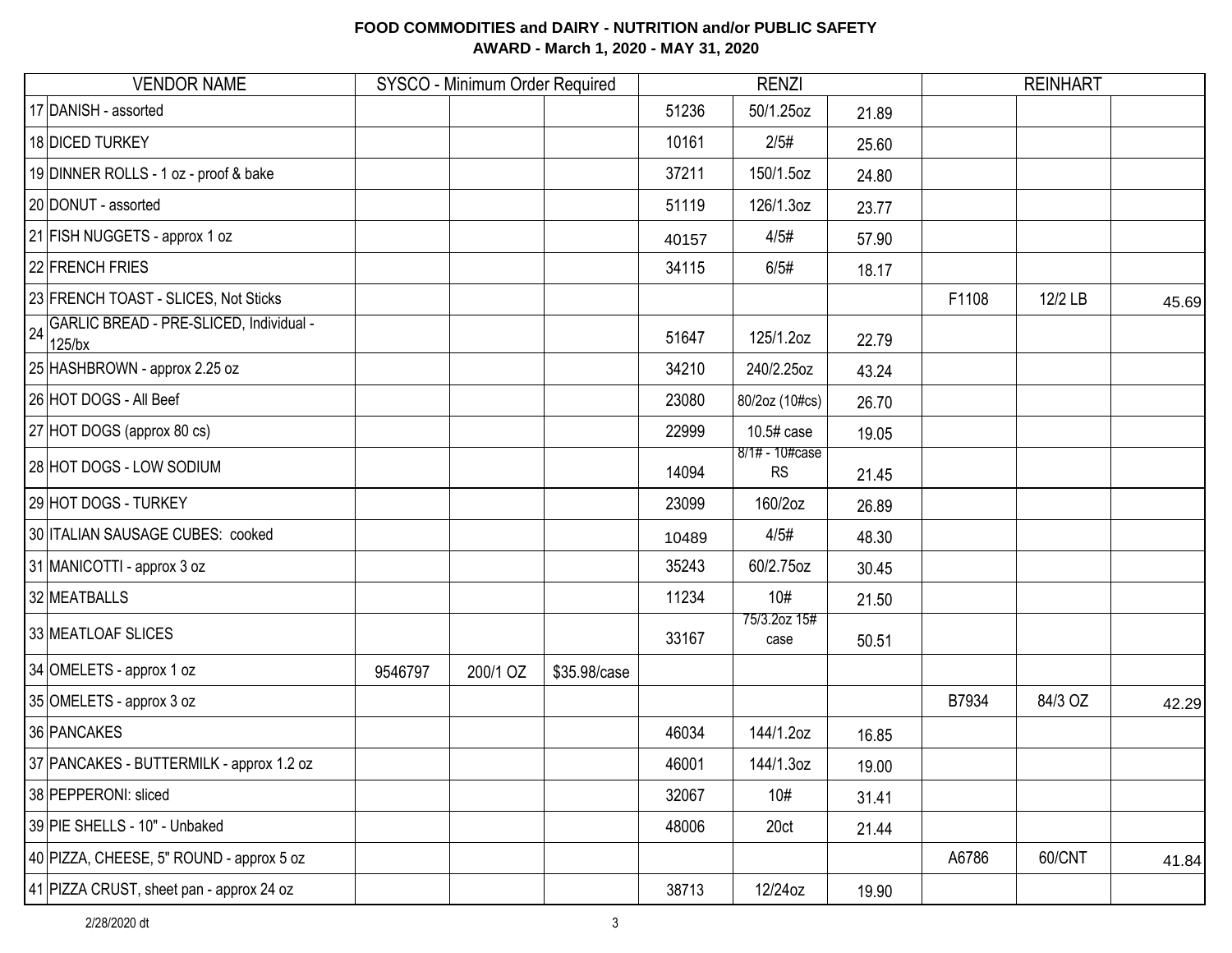# FOOD COMMODITIES and DAIRY - NUTRITION and/or PUBLIC SAFETY

## AWARD - March 1, 2020 - MAY 31, 2020

| | VENDOR NAME | SYSCO - Minimum Order Required | | | RENZI | | | REINHART | | |
|---|---|---|---|---|---|---|---|---|---|---|
| 17 | DANISH - assorted | | | | 51236 | 50/1.25oz | 21.89 | | | |
| 18 | DICED TURKEY | | | | 10161 | 2/5# | 25.60 | | | |
| 19 | DINNER ROLLS - 1 oz - proof & bake | | | | 37211 | 150/1.5oz | 24.80 | | | |
| 20 | DONUT - assorted | | | | 51119 | 126/1.3oz | 23.77 | | | |
| 21 | FISH NUGGETS - approx 1 oz | | | | 40157 | 4/5# | 57.90 | | | |
| 22 | FRENCH FRIES | | | | 34115 | 6/5# | 18.17 | | | |
| 23 | FRENCH TOAST - SLICES, Not Sticks | | | | | | | F1108 | 12/2 LB | 45.69 |
| 24 | GARLIC BREAD - PRE-SLICED, Individual - 125/bx | | | | 51647 | 125/1.2oz | 22.79 | | | |
| 25 | HASHBROWN - approx 2.25 oz | | | | 34210 | 240/2.25oz | 43.24 | | | |
| 26 | HOT DOGS - All Beef | | | | 23080 | 80/2oz (10#cs) | 26.70 | | | |
| 27 | HOT DOGS (approx 80 cs) | | | | 22999 | 10.5# case | 19.05 | | | |
| 28 | HOT DOGS - LOW SODIUM | | | | 14094 | 8/1# - 10#case RS | 21.45 | | | |
| 29 | HOT DOGS - TURKEY | | | | 23099 | 160/2oz | 26.89 | | | |
| 30 | ITALIAN SAUSAGE CUBES: cooked | | | | 10489 | 4/5# | 48.30 | | | |
| 31 | MANICOTTI - approx 3 oz | | | | 35243 | 60/2.75oz | 30.45 | | | |
| 32 | MEATBALLS | | | | 11234 | 10# | 21.50 | | | |
| 33 | MEATLOAF SLICES | | | | 33167 | 75/3.2oz 15# case | 50.51 | | | |
| 34 | OMELETS - approx 1 oz | 9546797 | 200/1 OZ | $35.98/case | | | | | | |
| 35 | OMELETS - approx 3 oz | | | | | | | B7934 | 84/3 OZ | 42.29 |
| 36 | PANCAKES | | | | 46034 | 144/1.2oz | 16.85 | | | |
| 37 | PANCAKES - BUTTERMILK - approx 1.2 oz | | | | 46001 | 144/1.3oz | 19.00 | | | |
| 38 | PEPPERONI: sliced | | | | 32067 | 10# | 31.41 | | | |
| 39 | PIE SHELLS - 10" - Unbaked | | | | 48006 | 20ct | 21.44 | | | |
| 40 | PIZZA, CHEESE, 5" ROUND - approx 5 oz | | | | | | | A6786 | 60/CNT | 41.84 |
| 41 | PIZZA CRUST, sheet pan - approx 24 oz | | | | 38713 | 12/24oz | 19.90 | | | |

2/28/2020 dt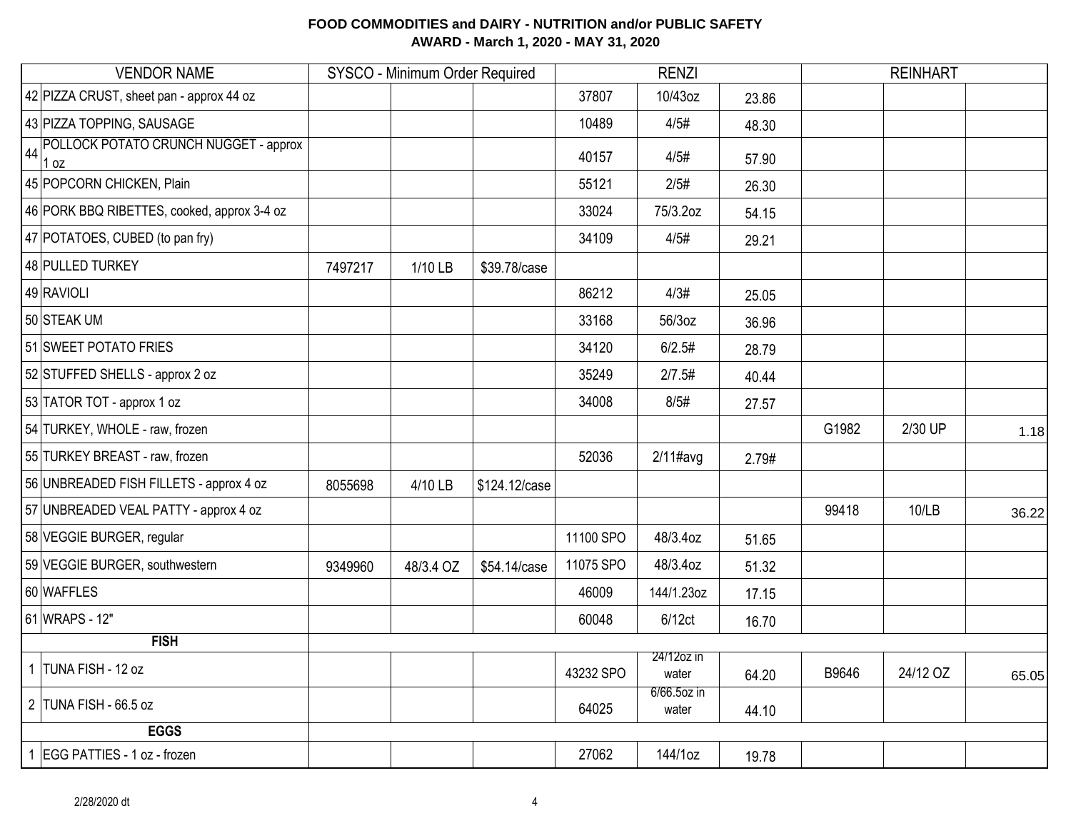**FOOD COMMODITIES and DAIRY - NUTRITION and/or PUBLIC SAFETY**
**AWARD - March 1, 2020 - MAY 31, 2020**

| | VENDOR NAME | SYSCO - Minimum Order Required | | | RENZI | | | REINHART | | |
|---|---|---|---|---|---|---|---|---|---|---|
| 42 | PIZZA CRUST, sheet pan - approx 44 oz | | | | 37807 | 10/43oz | 23.86 | | | |
| 43 | PIZZA TOPPING, SAUSAGE | | | | 10489 | 4/5# | 48.30 | | | |
| 44 | POLLOCK POTATO CRUNCH NUGGET - approx 1 oz | | | | 40157 | 4/5# | 57.90 | | | |
| 45 | POPCORN CHICKEN, Plain | | | | 55121 | 2/5# | 26.30 | | | |
| 46 | PORK BBQ RIBETTES, cooked, approx 3-4 oz | | | | 33024 | 75/3.2oz | 54.15 | | | |
| 47 | POTATOES, CUBED (to pan fry) | | | | 34109 | 4/5# | 29.21 | | | |
| 48 | PULLED TURKEY | 7497217 | 1/10 LB | $39.78/case | | | | | | |
| 49 | RAVIOLI | | | | 86212 | 4/3# | 25.05 | | | |
| 50 | STEAK UM | | | | 33168 | 56/3oz | 36.96 | | | |
| 51 | SWEET POTATO FRIES | | | | 34120 | 6/2.5# | 28.79 | | | |
| 52 | STUFFED SHELLS - approx 2 oz | | | | 35249 | 2/7.5# | 40.44 | | | |
| 53 | TATOR TOT - approx 1 oz | | | | 34008 | 8/5# | 27.57 | | | |
| 54 | TURKEY, WHOLE - raw, frozen | | | | | | | G1982 | 2/30 UP | 1.18 |
| 55 | TURKEY BREAST - raw, frozen | | | | 52036 | 2/11#avg | 2.79# | | | |
| 56 | UNBREADED FISH FILLETS - approx 4 oz | 8055698 | 4/10 LB | $124.12/case | | | | | | |
| 57 | UNBREADED VEAL PATTY - approx 4 oz | | | | | | | 99418 | 10/LB | 36.22 |
| 58 | VEGGIE BURGER, regular | | | | 11100 SPO | 48/3.4oz | 51.65 | | | |
| 59 | VEGGIE BURGER, southwestern | 9349960 | 48/3.4 OZ | $54.14/case | 11075 SPO | 48/3.4oz | 51.32 | | | |
| 60 | WAFFLES | | | | 46009 | 144/1.23oz | 17.15 | | | |
| 61 | WRAPS - 12" | | | | 60048 | 6/12ct | 16.70 | | | |
| | **FISH** | | | | | | | | | |
| 1 | TUNA FISH - 12 oz | | | | 43232 SPO | 24/12oz in water | 64.20 | B9646 | 24/12 OZ | 65.05 |
| 2 | TUNA FISH - 66.5 oz | | | | 64025 | 6/66.5oz in water | 44.10 | | | |
| | **EGGS** | | | | | | | | | |
| 1 | EGG PATTIES - 1 oz - frozen | | | | 27062 | 144/1oz | 19.78 | | | |

2/28/2020 dt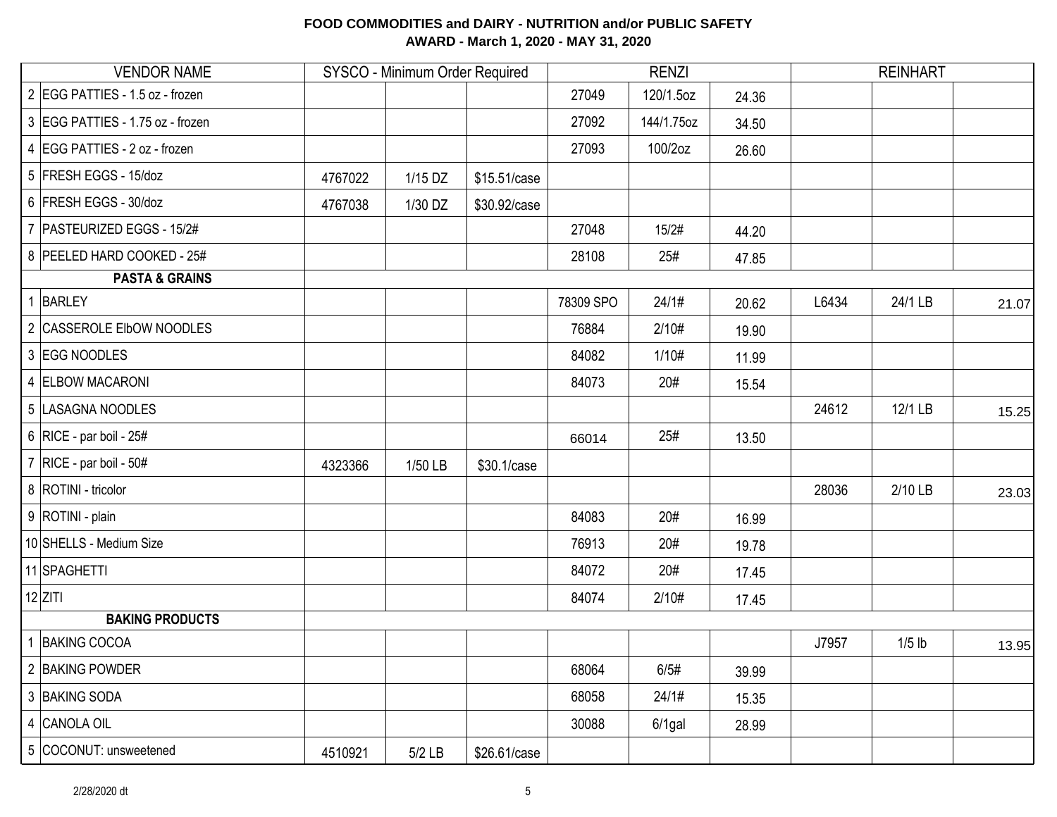**FOOD COMMODITIES and DAIRY - NUTRITION and/or PUBLIC SAFETY**
**AWARD - March 1, 2020 - MAY 31, 2020**

| | VENDOR NAME | SYSCO - Minimum Order Required | | | RENZI | | | REINHART | | |
|---|---|---|---|---|---|---|---|---|---|---|
| 2 | EGG PATTIES - 1.5 oz - frozen | | | | 27049 | 120/1.5oz | 24.36 | | | |
| 3 | EGG PATTIES - 1.75 oz - frozen | | | | 27092 | 144/1.75oz | 34.50 | | | |
| 4 | EGG PATTIES - 2 oz - frozen | | | | 27093 | 100/2oz | 26.60 | | | |
| 5 | FRESH EGGS - 15/doz | 4767022 | 1/15 DZ | $15.51/case | | | | | | |
| 6 | FRESH EGGS - 30/doz | 4767038 | 1/30 DZ | $30.92/case | | | | | | |
| 7 | PASTEURIZED EGGS - 15/2# | | | | 27048 | 15/2# | 44.20 | | | |
| 8 | PEELED HARD COOKED - 25# | | | | 28108 | 25# | 47.85 | | | |
| | **PASTA & GRAINS** | | | | | | | | | |
| 1 | BARLEY | | | | 78309 SPO | 24/1# | 20.62 | L6434 | 24/1 LB | 21.07 |
| 2 | CASSEROLE ElbOW NOODLES | | | | 76884 | 2/10# | 19.90 | | | |
| 3 | EGG NOODLES | | | | 84082 | 1/10# | 11.99 | | | |
| 4 | ELBOW MACARONI | | | | 84073 | 20# | 15.54 | | | |
| 5 | LASAGNA NOODLES | | | | | | | 24612 | 12/1 LB | 15.25 |
| 6 | RICE - par boil - 25# | | | | 66014 | 25# | 13.50 | | | |
| 7 | RICE - par boil - 50# | 4323366 | 1/50 LB | $30.1/case | | | | | | |
| 8 | ROTINI - tricolor | | | | | | | 28036 | 2/10 LB | 23.03 |
| 9 | ROTINI - plain | | | | 84083 | 20# | 16.99 | | | |
| 10 | SHELLS - Medium Size | | | | 76913 | 20# | 19.78 | | | |
| 11 | SPAGHETTI | | | | 84072 | 20# | 17.45 | | | |
| 12 | ZITI | | | | 84074 | 2/10# | 17.45 | | | |
| | **BAKING PRODUCTS** | | | | | | | | | |
| 1 | BAKING COCOA | | | | | | | J7957 | 1/5 lb | 13.95 |
| 2 | BAKING POWDER | | | | 68064 | 6/5# | 39.99 | | | |
| 3 | BAKING SODA | | | | 68058 | 24/1# | 15.35 | | | |
| 4 | CANOLA OIL | | | | 30088 | 6/1gal | 28.99 | | | |
| 5 | COCONUT: unsweetened | 4510921 | 5/2 LB | $26.61/case | | | | | | |

2/28/2020 dt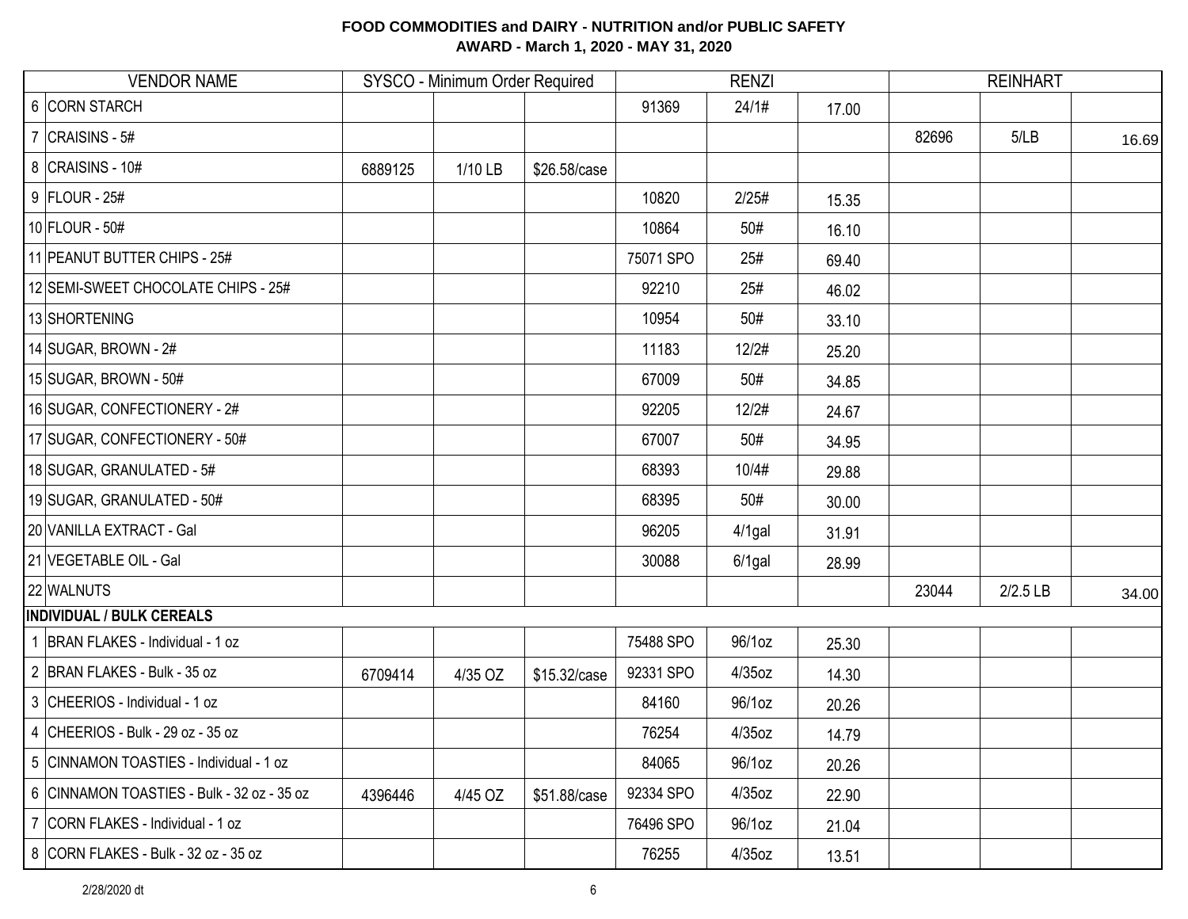**FOOD COMMODITIES and DAIRY - NUTRITION and/or PUBLIC SAFETY**
**AWARD - March 1, 2020 - MAY 31, 2020**

| | VENDOR NAME | SYSCO - Minimum Order Required | | | RENZI | | | REINHART | | |
|---|---|---|---|---|---|---|---|---|---|---|
| 6 | CORN STARCH | | | | 91369 | 24/1# | 17.00 | | | |
| 7 | CRAISINS - 5# | | | | | | | 82696 | 5/LB | 16.69 |
| 8 | CRAISINS - 10# | 6889125 | 1/10 LB | $26.58/case | | | | | | |
| 9 | FLOUR - 25# | | | | 10820 | 2/25# | 15.35 | | | |
| 10 | FLOUR - 50# | | | | 10864 | 50# | 16.10 | | | |
| 11 | PEANUT BUTTER CHIPS - 25# | | | | 75071 SPO | 25# | 69.40 | | | |
| 12 | SEMI-SWEET CHOCOLATE CHIPS - 25# | | | | 92210 | 25# | 46.02 | | | |
| 13 | SHORTENING | | | | 10954 | 50# | 33.10 | | | |
| 14 | SUGAR, BROWN - 2# | | | | 11183 | 12/2# | 25.20 | | | |
| 15 | SUGAR, BROWN - 50# | | | | 67009 | 50# | 34.85 | | | |
| 16 | SUGAR, CONFECTIONERY - 2# | | | | 92205 | 12/2# | 24.67 | | | |
| 17 | SUGAR, CONFECTIONERY - 50# | | | | 67007 | 50# | 34.95 | | | |
| 18 | SUGAR, GRANULATED - 5# | | | | 68393 | 10/4# | 29.88 | | | |
| 19 | SUGAR, GRANULATED - 50# | | | | 68395 | 50# | 30.00 | | | |
| 20 | VANILLA EXTRACT - Gal | | | | 96205 | 4/1gal | 31.91 | | | |
| 21 | VEGETABLE OIL - Gal | | | | 30088 | 6/1gal | 28.99 | | | |
| 22 | WALNUTS | | | | | | | 23044 | 2/2.5 LB | 34.00 |
| **INDIVIDUAL / BULK CEREALS** | | | | | | | | | | |
| 1 | BRAN FLAKES - Individual - 1 oz | | | | 75488 SPO | 96/1oz | 25.30 | | | |
| 2 | BRAN FLAKES - Bulk - 35 oz | 6709414 | 4/35 OZ | $15.32/case | 92331 SPO | 4/35oz | 14.30 | | | |
| 3 | CHEERIOS - Individual - 1 oz | | | | 84160 | 96/1oz | 20.26 | | | |
| 4 | CHEERIOS - Bulk - 29 oz - 35 oz | | | | 76254 | 4/35oz | 14.79 | | | |
| 5 | CINNAMON TOASTIES - Individual - 1 oz | | | | 84065 | 96/1oz | 20.26 | | | |
| 6 | CINNAMON TOASTIES - Bulk - 32 oz - 35 oz | 4396446 | 4/45 OZ | $51.88/case | 92334 SPO | 4/35oz | 22.90 | | | |
| 7 | CORN FLAKES - Individual - 1 oz | | | | 76496 SPO | 96/1oz | 21.04 | | | |
| 8 | CORN FLAKES - Bulk - 32 oz - 35 oz | | | | 76255 | 4/35oz | 13.51 | | | |

2/28/2020 dt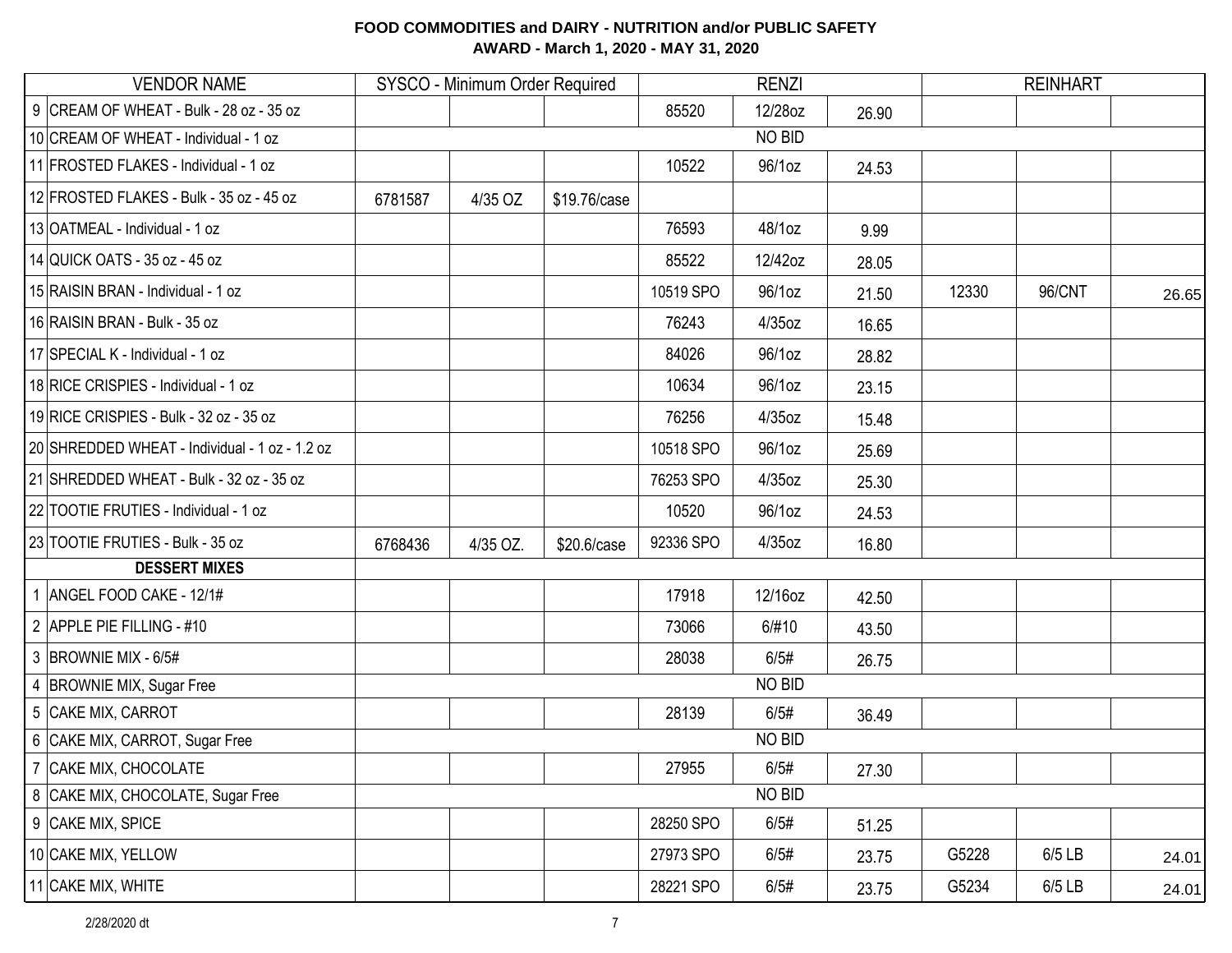# FOOD COMMODITIES and DAIRY - NUTRITION and/or PUBLIC SAFETY
## AWARD - March 1, 2020 - MAY 31, 2020

| | VENDOR NAME | SYSCO - Minimum Order Required | | | RENZI | | | REINHART | | |
|---|---|---|---|---|---|---|---|---|---|---|
| 9 | CREAM OF WHEAT - Bulk - 28 oz - 35 oz | | | | 85520 | 12/28oz | 26.90 | | | |
| 10 | CREAM OF WHEAT - Individual - 1 oz | | | | | NO BID | | | | |
| 11 | FROSTED FLAKES - Individual - 1 oz | | | | 10522 | 96/1oz | 24.53 | | | |
| 12 | FROSTED FLAKES - Bulk - 35 oz - 45 oz | 6781587 | 4/35 OZ | $19.76/case | | | | | | |
| 13 | OATMEAL - Individual - 1 oz | | | | 76593 | 48/1oz | 9.99 | | | |
| 14 | QUICK OATS - 35 oz - 45 oz | | | | 85522 | 12/42oz | 28.05 | | | |
| 15 | RAISIN BRAN - Individual - 1 oz | | | | 10519 SPO | 96/1oz | 21.50 | 12330 | 96/CNT | 26.65 |
| 16 | RAISIN BRAN - Bulk - 35 oz | | | | 76243 | 4/35oz | 16.65 | | | |
| 17 | SPECIAL K - Individual - 1 oz | | | | 84026 | 96/1oz | 28.82 | | | |
| 18 | RICE CRISPIES - Individual - 1 oz | | | | 10634 | 96/1oz | 23.15 | | | |
| 19 | RICE CRISPIES - Bulk - 32 oz - 35 oz | | | | 76256 | 4/35oz | 15.48 | | | |
| 20 | SHREDDED WHEAT - Individual - 1 oz - 1.2 oz | | | | 10518 SPO | 96/1oz | 25.69 | | | |
| 21 | SHREDDED WHEAT - Bulk - 32 oz - 35 oz | | | | 76253 SPO | 4/35oz | 25.30 | | | |
| 22 | TOOTIE FRUTIES - Individual - 1 oz | | | | 10520 | 96/1oz | 24.53 | | | |
| 23 | TOOTIE FRUTIES - Bulk - 35 oz | 6768436 | 4/35 OZ. | $20.6/case | 92336 SPO | 4/35oz | 16.80 | | | |
| | **DESSERT MIXES** | | | | | | | | | |
| 1 | ANGEL FOOD CAKE - 12/1# | | | | 17918 | 12/16oz | 42.50 | | | |
| 2 | APPLE PIE FILLING - #10 | | | | 73066 | 6/#10 | 43.50 | | | |
| 3 | BROWNIE MIX - 6/5# | | | | 28038 | 6/5# | 26.75 | | | |
| 4 | BROWNIE MIX, Sugar Free | | | | | NO BID | | | | |
| 5 | CAKE MIX, CARROT | | | | 28139 | 6/5# | 36.49 | | | |
| 6 | CAKE MIX, CARROT, Sugar Free | | | | | NO BID | | | | |
| 7 | CAKE MIX, CHOCOLATE | | | | 27955 | 6/5# | 27.30 | | | |
| 8 | CAKE MIX, CHOCOLATE, Sugar Free | | | | | NO BID | | | | |
| 9 | CAKE MIX, SPICE | | | | 28250 SPO | 6/5# | 51.25 | | | |
| 10 | CAKE MIX, YELLOW | | | | 27973 SPO | 6/5# | 23.75 | G5228 | 6/5 LB | 24.01 |
| 11 | CAKE MIX, WHITE | | | | 28221 SPO | 6/5# | 23.75 | G5234 | 6/5 LB | 24.01 |

2/28/2020 dt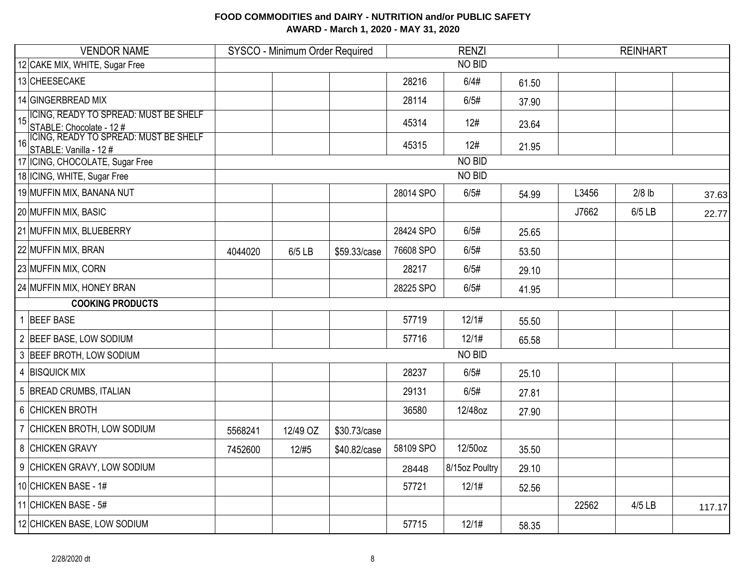# FOOD COMMODITIES and DAIRY - NUTRITION and/or PUBLIC SAFETY

## AWARD - March 1, 2020 - MAY 31, 2020

| | VENDOR NAME | SYSCO - Minimum Order Required | | | RENZI | | | REINHART | | |
|---|---|---|---|---|---|---|---|---|---|---|
| 12 | CAKE MIX, WHITE, Sugar Free | NO BID | | | | | | | | |
| 13 | CHEESECAKE | | | | 28216 | 6/4# | 61.50 | | | |
| 14 | GINGERBREAD MIX | | | | 28114 | 6/5# | 37.90 | | | |
| 15 | ICING, READY TO SPREAD: MUST BE SHELF STABLE: Chocolate - 12 # | | | | 45314 | 12# | 23.64 | | | |
| 16 | ICING, READY TO SPREAD: MUST BE SHELF STABLE: Vanilla - 12 # | | | | 45315 | 12# | 21.95 | | | |
| 17 | ICING, CHOCOLATE, Sugar Free | NO BID | | | | | | | | |
| 18 | ICING, WHITE, Sugar Free | NO BID | | | | | | | | |
| 19 | MUFFIN MIX, BANANA NUT | | | | 28014 SPO | 6/5# | 54.99 | L3456 | 2/8 lb | 37.63 |
| 20 | MUFFIN MIX, BASIC | | | | | | | J7662 | 6/5 LB | 22.77 |
| 21 | MUFFIN MIX, BLUEBERRY | | | | 28424 SPO | 6/5# | 25.65 | | | |
| 22 | MUFFIN MIX, BRAN | 4044020 | 6/5 LB | $59.33/case | 76608 SPO | 6/5# | 53.50 | | | |
| 23 | MUFFIN MIX, CORN | | | | 28217 | 6/5# | 29.10 | | | |
| 24 | MUFFIN MIX, HONEY BRAN | | | | 28225 SPO | 6/5# | 41.95 | | | |
| | **COOKING PRODUCTS** | | | | | | | | | |
| 1 | BEEF BASE | | | | 57719 | 12/1# | 55.50 | | | |
| 2 | BEEF BASE, LOW SODIUM | | | | 57716 | 12/1# | 65.58 | | | |
| 3 | BEEF BROTH, LOW SODIUM | NO BID | | | | | | | | |
| 4 | BISQUICK MIX | | | | 28237 | 6/5# | 25.10 | | | |
| 5 | BREAD CRUMBS, ITALIAN | | | | 29131 | 6/5# | 27.81 | | | |
| 6 | CHICKEN BROTH | | | | 36580 | 12/48oz | 27.90 | | | |
| 7 | CHICKEN BROTH, LOW SODIUM | 5568241 | 12/49 OZ | $30.73/case | | | | | | |
| 8 | CHICKEN GRAVY | 7452600 | 12/#5 | $40.82/case | 58109 SPO | 12/50oz | 35.50 | | | |
| 9 | CHICKEN GRAVY, LOW SODIUM | | | | 28448 | 8/15oz Poultry | 29.10 | | | |
| 10 | CHICKEN BASE - 1# | | | | 57721 | 12/1# | 52.56 | | | |
| 11 | CHICKEN BASE - 5# | | | | | | | 22562 | 4/5 LB | 117.17 |
| 12 | CHICKEN BASE, LOW SODIUM | | | | 57715 | 12/1# | 58.35 | | | |

2/28/2020 dt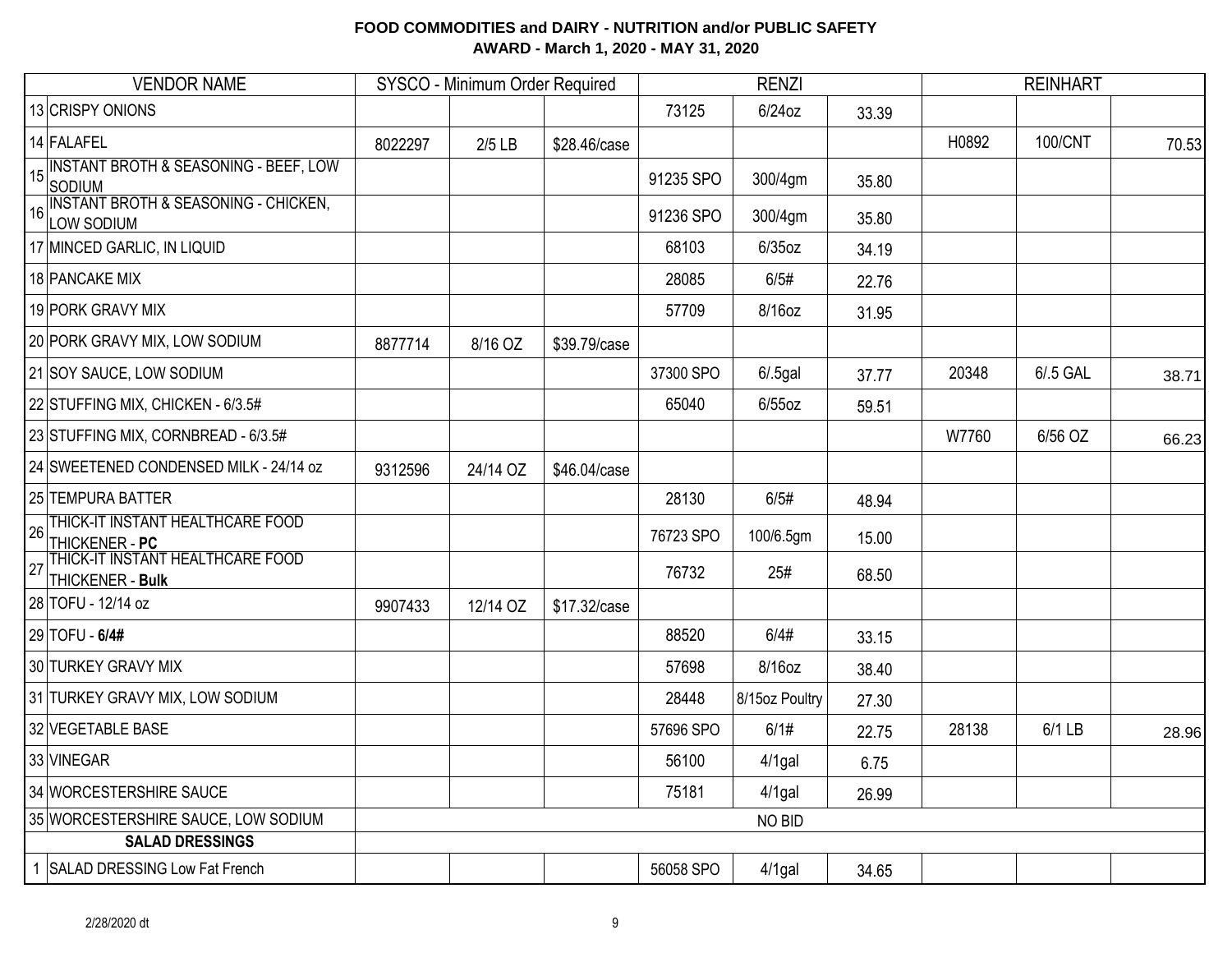**FOOD COMMODITIES and DAIRY - NUTRITION and/or PUBLIC SAFETY**
**AWARD - March 1, 2020 - MAY 31, 2020**

| | VENDOR NAME | SYSCO - Minimum Order Required | | | RENZI | | | REINHART | | |
|---|---|---|---|---|---|---|---|---|---|---|
| 13 | CRISPY ONIONS | | | | 73125 | 6/24oz | 33.39 | | | |
| 14 | FALAFEL | 8022297 | 2/5 LB | $28.46/case | | | | H0892 | 100/CNT | 70.53 |
| 15 | INSTANT BROTH & SEASONING - BEEF, LOW SODIUM | | | | 91235 SPO | 300/4gm | 35.80 | | | |
| 16 | INSTANT BROTH & SEASONING - CHICKEN, LOW SODIUM | | | | 91236 SPO | 300/4gm | 35.80 | | | |
| 17 | MINCED GARLIC, IN LIQUID | | | | 68103 | 6/35oz | 34.19 | | | |
| 18 | PANCAKE MIX | | | | 28085 | 6/5# | 22.76 | | | |
| 19 | PORK GRAVY MIX | | | | 57709 | 8/16oz | 31.95 | | | |
| 20 | PORK GRAVY MIX, LOW SODIUM | 8877714 | 8/16 OZ | $39.79/case | | | | | | |
| 21 | SOY SAUCE, LOW SODIUM | | | | 37300 SPO | 6/.5gal | 37.77 | 20348 | 6/.5 GAL | 38.71 |
| 22 | STUFFING MIX, CHICKEN - 6/3.5# | | | | 65040 | 6/55oz | 59.51 | | | |
| 23 | STUFFING MIX, CORNBREAD - 6/3.5# | | | | | | | W7760 | 6/56 OZ | 66.23 |
| 24 | SWEETENED CONDENSED MILK - 24/14 oz | 9312596 | 24/14 OZ | $46.04/case | | | | | | |
| 25 | TEMPURA BATTER | | | | 28130 | 6/5# | 48.94 | | | |
| 26 | THICK-IT INSTANT HEALTHCARE FOOD THICKENER - **PC** | | | | 76723 SPO | 100/6.5gm | 15.00 | | | |
| 27 | THICK-IT INSTANT HEALTHCARE FOOD THICKENER - **Bulk** | | | | 76732 | 25# | 68.50 | | | |
| 28 | TOFU - 12/14 oz | 9907433 | 12/14 OZ | $17.32/case | | | | | | |
| 29 | TOFU - **6/4#** | | | | 88520 | 6/4# | 33.15 | | | |
| 30 | TURKEY GRAVY MIX | | | | 57698 | 8/16oz | 38.40 | | | |
| 31 | TURKEY GRAVY MIX, LOW SODIUM | | | | 28448 | 8/15oz Poultry | 27.30 | | | |
| 32 | VEGETABLE BASE | | | | 57696 SPO | 6/1# | 22.75 | 28138 | 6/1 LB | 28.96 |
| 33 | VINEGAR | | | | 56100 | 4/1gal | 6.75 | | | |
| 34 | WORCESTERSHIRE SAUCE | | | | 75181 | 4/1gal | 26.99 | | | |
| 35 | WORCESTERSHIRE SAUCE, LOW SODIUM | NO BID | | | | | | | | |
| | **SALAD DRESSINGS** | | | | | | | | | |
| 1 | SALAD DRESSING Low Fat French | | | | 56058 SPO | 4/1gal | 34.65 | | | |

2/28/2020 dt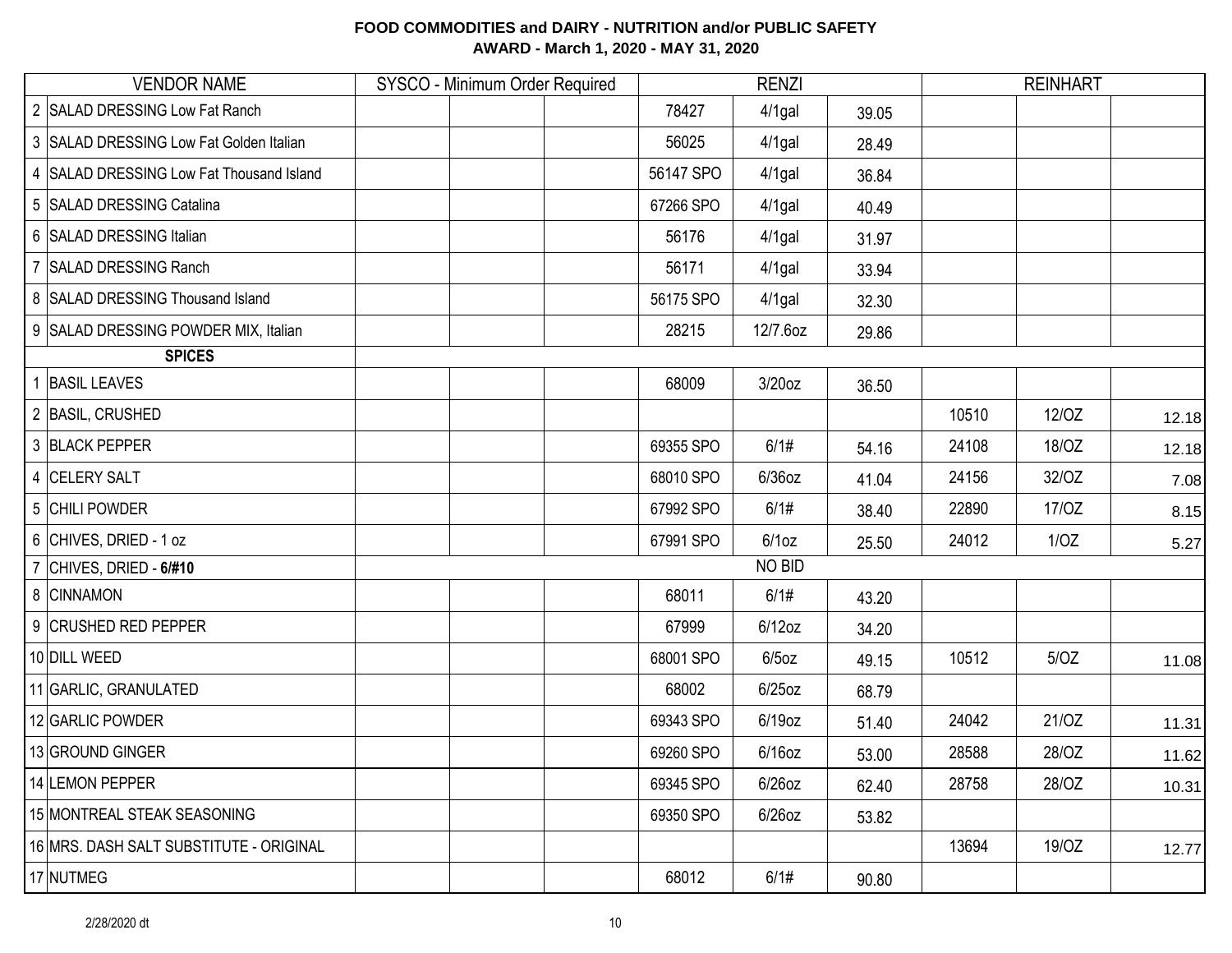**FOOD COMMODITIES and DAIRY - NUTRITION and/or PUBLIC SAFETY**
**AWARD - March 1, 2020 - MAY 31, 2020**

| VENDOR NAME | | SYSCO - Minimum Order Required | | | RENZI | | | REINHART | | |
|---|---|---|---|---|---|---|---|---|---|---|
| 2 | SALAD DRESSING Low Fat Ranch | | | | 78427 | 4/1gal | 39.05 | | | |
| 3 | SALAD DRESSING Low Fat Golden Italian | | | | 56025 | 4/1gal | 28.49 | | | |
| 4 | SALAD DRESSING Low Fat Thousand Island | | | | 56147 SPO | 4/1gal | 36.84 | | | |
| 5 | SALAD DRESSING Catalina | | | | 67266 SPO | 4/1gal | 40.49 | | | |
| 6 | SALAD DRESSING Italian | | | | 56176 | 4/1gal | 31.97 | | | |
| 7 | SALAD DRESSING Ranch | | | | 56171 | 4/1gal | 33.94 | | | |
| 8 | SALAD DRESSING Thousand Island | | | | 56175 SPO | 4/1gal | 32.30 | | | |
| 9 | SALAD DRESSING POWDER MIX, Italian | | | | 28215 | 12/7.6oz | 29.86 | | | |
| | **SPICES** | | | | | | | | | |
| 1 | BASIL LEAVES | | | | 68009 | 3/20oz | 36.50 | | | |
| 2 | BASIL, CRUSHED | | | | | | | 10510 | 12/OZ | 12.18 |
| 3 | BLACK PEPPER | | | | 69355 SPO | 6/1# | 54.16 | 24108 | 18/OZ | 12.18 |
| 4 | CELERY SALT | | | | 68010 SPO | 6/36oz | 41.04 | 24156 | 32/OZ | 7.08 |
| 5 | CHILI POWDER | | | | 67992 SPO | 6/1# | 38.40 | 22890 | 17/OZ | 8.15 |
| 6 | CHIVES, DRIED - 1 oz | | | | 67991 SPO | 6/1oz | 25.50 | 24012 | 1/OZ | 5.27 |
| 7 | CHIVES, DRIED - **6/#10** | | | | | NO BID | | | | |
| 8 | CINNAMON | | | | 68011 | 6/1# | 43.20 | | | |
| 9 | CRUSHED RED PEPPER | | | | 67999 | 6/12oz | 34.20 | | | |
| 10 | DILL WEED | | | | 68001 SPO | 6/5oz | 49.15 | 10512 | 5/OZ | 11.08 |
| 11 | GARLIC, GRANULATED | | | | 68002 | 6/25oz | 68.79 | | | |
| 12 | GARLIC POWDER | | | | 69343 SPO | 6/19oz | 51.40 | 24042 | 21/OZ | 11.31 |
| 13 | GROUND GINGER | | | | 69260 SPO | 6/16oz | 53.00 | 28588 | 28/OZ | 11.62 |
| 14 | LEMON PEPPER | | | | 69345 SPO | 6/26oz | 62.40 | 28758 | 28/OZ | 10.31 |
| 15 | MONTREAL STEAK SEASONING | | | | 69350 SPO | 6/26oz | 53.82 | | | |
| 16 | MRS. DASH SALT SUBSTITUTE - ORIGINAL | | | | | | | 13694 | 19/OZ | 12.77 |
| 17 | NUTMEG | | | | 68012 | 6/1# | 90.80 | | | |

2/28/2020 dt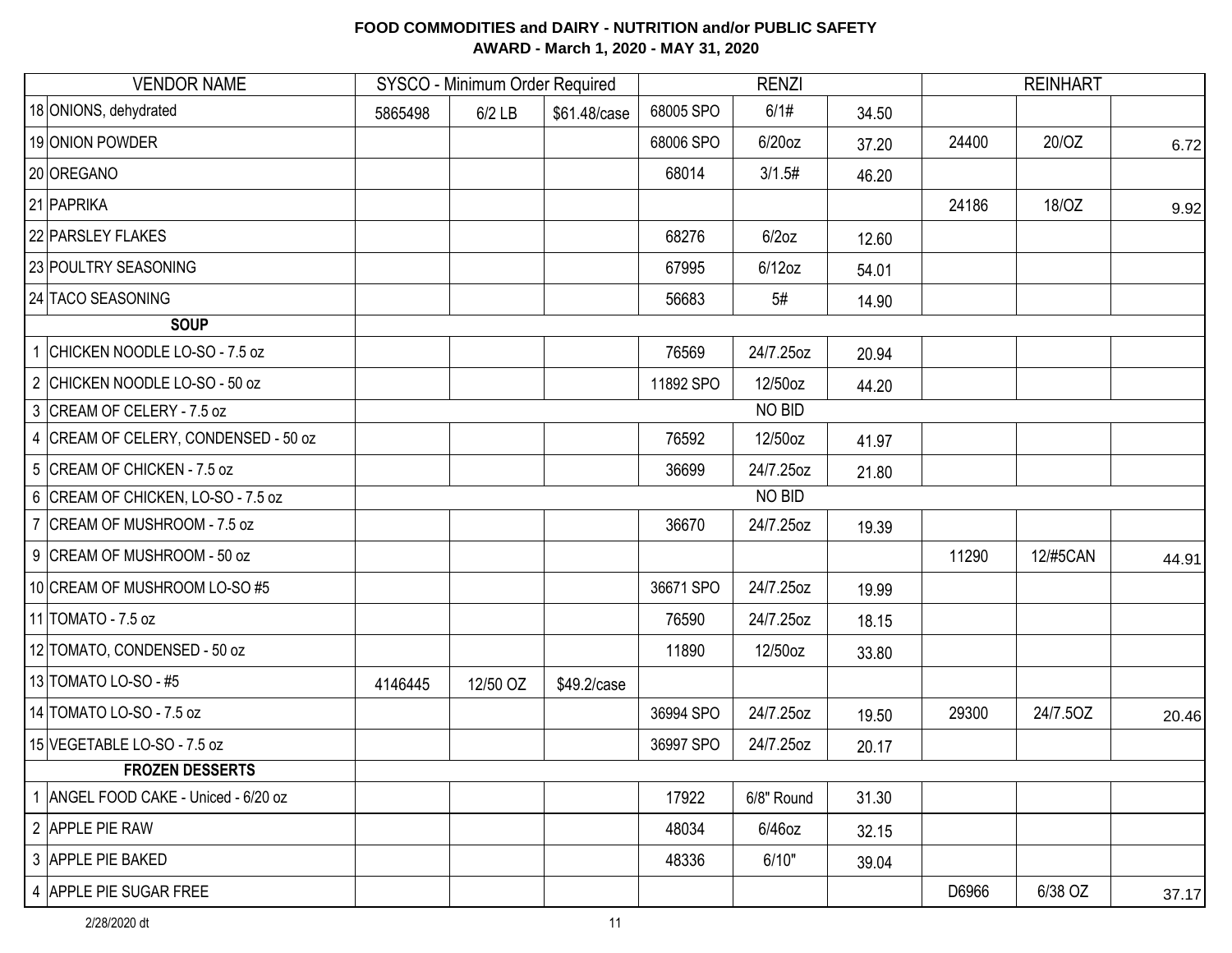**FOOD COMMODITIES and DAIRY - NUTRITION and/or PUBLIC SAFETY**
**AWARD - March 1, 2020 - MAY 31, 2020**

| VENDOR NAME | SYSCO - Minimum Order Required | | | RENZI | | | REINHART | | |
|---|---|---|---|---|---|---|---|---|---|
| 18 ONIONS, dehydrated | 5865498 | 6/2 LB | $61.48/case | 68005 SPO | 6/1# | 34.50 | | | |
| 19 ONION POWDER | | | | 68006 SPO | 6/20oz | 37.20 | 24400 | 20/OZ | 6.72 |
| 20 OREGANO | | | | 68014 | 3/1.5# | 46.20 | | | |
| 21 PAPRIKA | | | | | | | 24186 | 18/OZ | 9.92 |
| 22 PARSLEY FLAKES | | | | 68276 | 6/2oz | 12.60 | | | |
| 23 POULTRY SEASONING | | | | 67995 | 6/12oz | 54.01 | | | |
| 24 TACO SEASONING | | | | 56683 | 5# | 14.90 | | | |
| **SOUP** | | | | | | | | | |
| 1 CHICKEN NOODLE LO-SO - 7.5 oz | | | | 76569 | 24/7.25oz | 20.94 | | | |
| 2 CHICKEN NOODLE LO-SO - 50 oz | | | | 11892 SPO | 12/50oz | 44.20 | | | |
| 3 CREAM OF CELERY - 7.5 oz | NO BID | | | | | | | | |
| 4 CREAM OF CELERY, CONDENSED - 50 oz | | | | 76592 | 12/50oz | 41.97 | | | |
| 5 CREAM OF CHICKEN - 7.5 oz | | | | 36699 | 24/7.25oz | 21.80 | | | |
| 6 CREAM OF CHICKEN, LO-SO - 7.5 oz | NO BID | | | | | | | | |
| 7 CREAM OF MUSHROOM - 7.5 oz | | | | 36670 | 24/7.25oz | 19.39 | | | |
| 9 CREAM OF MUSHROOM - 50 oz | | | | | | | 11290 | 12/#5CAN | 44.91 |
| 10 CREAM OF MUSHROOM LO-SO #5 | | | | 36671 SPO | 24/7.25oz | 19.99 | | | |
| 11 TOMATO - 7.5 oz | | | | 76590 | 24/7.25oz | 18.15 | | | |
| 12 TOMATO, CONDENSED - 50 oz | | | | 11890 | 12/50oz | 33.80 | | | |
| 13 TOMATO LO-SO - #5 | 4146445 | 12/50 OZ | $49.2/case | | | | | | |
| 14 TOMATO LO-SO - 7.5 oz | | | | 36994 SPO | 24/7.25oz | 19.50 | 29300 | 24/7.5OZ | 20.46 |
| 15 VEGETABLE LO-SO - 7.5 oz | | | | 36997 SPO | 24/7.25oz | 20.17 | | | |
| **FROZEN DESSERTS** | | | | | | | | | |
| 1 ANGEL FOOD CAKE - Uniced - 6/20 oz | | | | 17922 | 6/8" Round | 31.30 | | | |
| 2 APPLE PIE RAW | | | | 48034 | 6/46oz | 32.15 | | | |
| 3 APPLE PIE BAKED | | | | 48336 | 6/10" | 39.04 | | | |
| 4 APPLE PIE SUGAR FREE | | | | | | | D6966 | 6/38 OZ | 37.17 |

2/28/2020 dt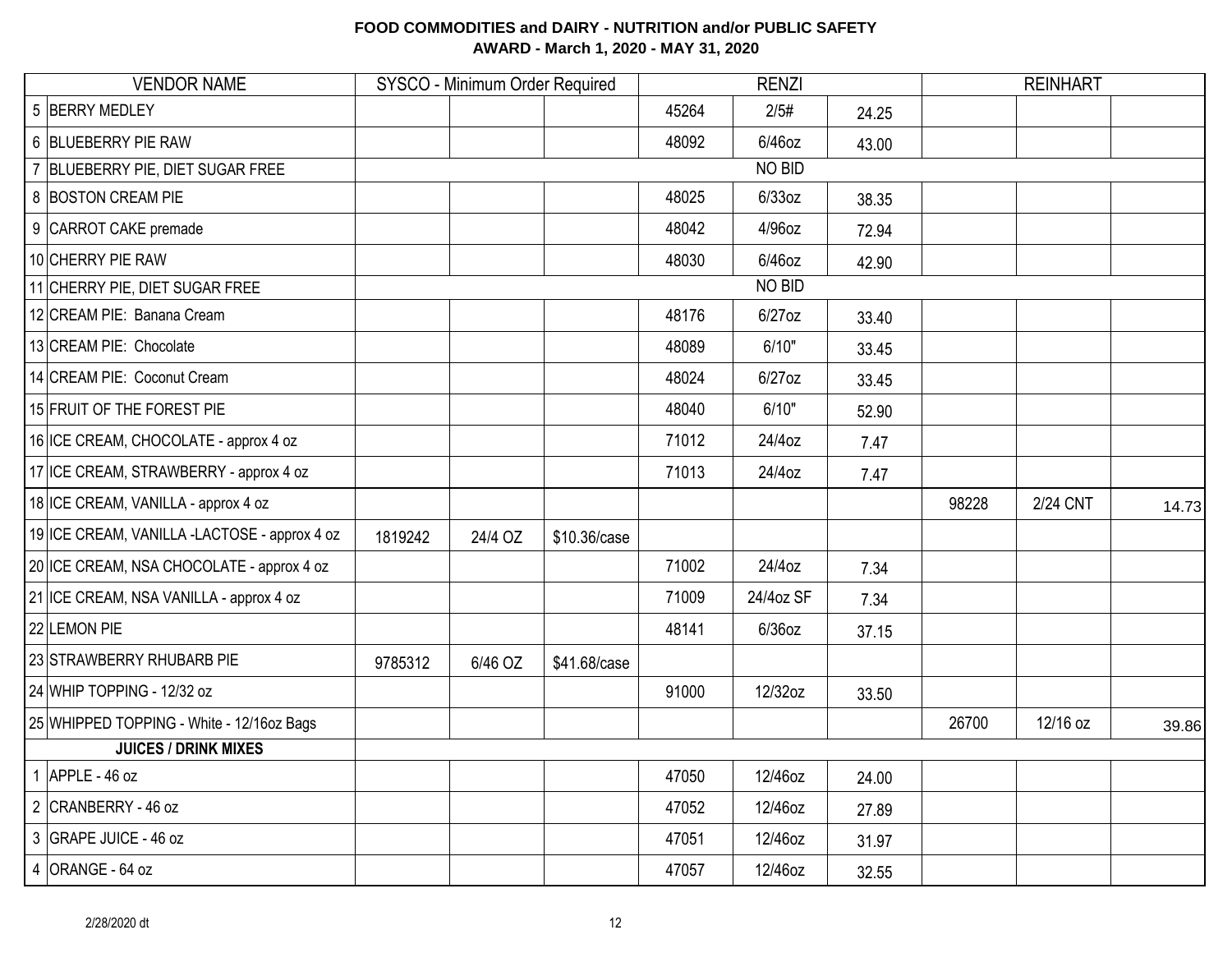**FOOD COMMODITIES and DAIRY - NUTRITION and/or PUBLIC SAFETY**
**AWARD - March 1, 2020 - MAY 31, 2020**

| VENDOR NAME | SYSCO - Minimum Order Required | | | RENZI | | | REINHART | | |
|---|---|---|---|---|---|---|---|---|---|
| 5 BERRY MEDLEY | | | | 45264 | 2/5# | 24.25 | | | |
| 6 BLUEBERRY PIE RAW | | | | 48092 | 6/46oz | 43.00 | | | |
| 7 BLUEBERRY PIE, DIET SUGAR FREE | NO BID | | | | | | | | |
| 8 BOSTON CREAM PIE | | | | 48025 | 6/33oz | 38.35 | | | |
| 9 CARROT CAKE premade | | | | 48042 | 4/96oz | 72.94 | | | |
| 10 CHERRY PIE RAW | | | | 48030 | 6/46oz | 42.90 | | | |
| 11 CHERRY PIE, DIET SUGAR FREE | NO BID | | | | | | | | |
| 12 CREAM PIE: Banana Cream | | | | 48176 | 6/27oz | 33.40 | | | |
| 13 CREAM PIE: Chocolate | | | | 48089 | 6/10" | 33.45 | | | |
| 14 CREAM PIE: Coconut Cream | | | | 48024 | 6/27oz | 33.45 | | | |
| 15 FRUIT OF THE FOREST PIE | | | | 48040 | 6/10" | 52.90 | | | |
| 16 ICE CREAM, CHOCOLATE - approx 4 oz | | | | 71012 | 24/4oz | 7.47 | | | |
| 17 ICE CREAM, STRAWBERRY - approx 4 oz | | | | 71013 | 24/4oz | 7.47 | | | |
| 18 ICE CREAM, VANILLA - approx 4 oz | | | | | | | 98228 | 2/24 CNT | 14.73 |
| 19 ICE CREAM, VANILLA -LACTOSE - approx 4 oz | 1819242 | 24/4 OZ | $10.36/case | | | | | | |
| 20 ICE CREAM, NSA CHOCOLATE - approx 4 oz | | | | 71002 | 24/4oz | 7.34 | | | |
| 21 ICE CREAM, NSA VANILLA - approx 4 oz | | | | 71009 | 24/4oz SF | 7.34 | | | |
| 22 LEMON PIE | | | | 48141 | 6/36oz | 37.15 | | | |
| 23 STRAWBERRY RHUBARB PIE | 9785312 | 6/46 OZ | $41.68/case | | | | | | |
| 24 WHIP TOPPING - 12/32 oz | | | | 91000 | 12/32oz | 33.50 | | | |
| 25 WHIPPED TOPPING - White - 12/16oz Bags | | | | | | | 26700 | 12/16 oz | 39.86 |
| **JUICES / DRINK MIXES** | | | | | | | | | |
| 1 APPLE - 46 oz | | | | 47050 | 12/46oz | 24.00 | | | |
| 2 CRANBERRY - 46 oz | | | | 47052 | 12/46oz | 27.89 | | | |
| 3 GRAPE JUICE - 46 oz | | | | 47051 | 12/46oz | 31.97 | | | |
| 4 ORANGE - 64 oz | | | | 47057 | 12/46oz | 32.55 | | | |

2/28/2020 dt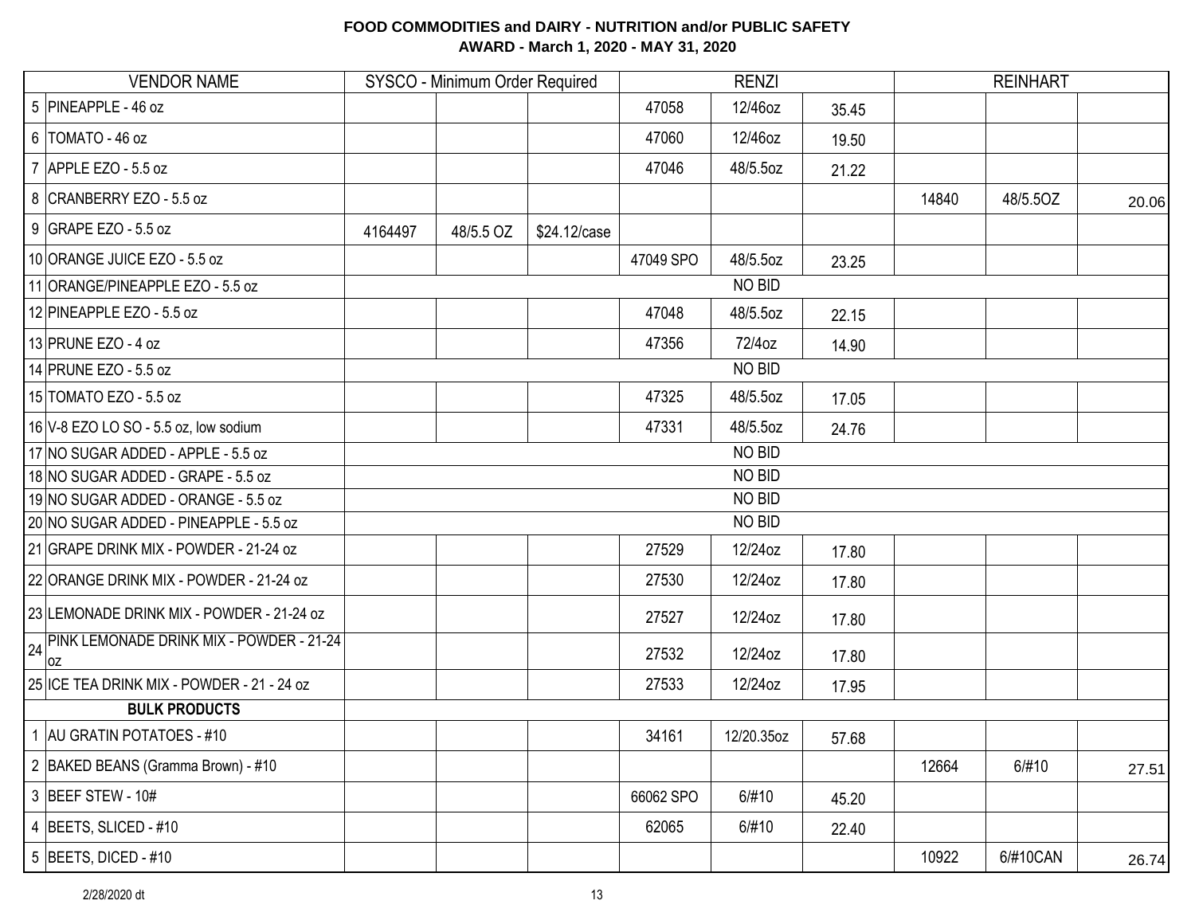# FOOD COMMODITIES and DAIRY - NUTRITION and/or PUBLIC SAFETY

## AWARD - March 1, 2020 - MAY 31, 2020

| | VENDOR NAME | SYSCO - Minimum Order Required | | | RENZI | | | REINHART | | |
|---|---|---|---|---|---|---|---|---|---|---|
| 5 | PINEAPPLE - 46 oz | | | | 47058 | 12/46oz | 35.45 | | | |
| 6 | TOMATO - 46 oz | | | | 47060 | 12/46oz | 19.50 | | | |
| 7 | APPLE EZO - 5.5 oz | | | | 47046 | 48/5.5oz | 21.22 | | | |
| 8 | CRANBERRY EZO - 5.5 oz | | | | | | | 14840 | 48/5.5OZ | 20.06 |
| 9 | GRAPE EZO - 5.5 oz | 4164497 | 48/5.5 OZ | $24.12/case | | | | | | |
| 10 | ORANGE JUICE EZO - 5.5 oz | | | | 47049 SPO | 48/5.5oz | 23.25 | | | |
| 11 | ORANGE/PINEAPPLE EZO - 5.5 oz | | | | | NO BID | | | | |
| 12 | PINEAPPLE EZO - 5.5 oz | | | | 47048 | 48/5.5oz | 22.15 | | | |
| 13 | PRUNE EZO - 4 oz | | | | 47356 | 72/4oz | 14.90 | | | |
| 14 | PRUNE EZO - 5.5 oz | | | | | NO BID | | | | |
| 15 | TOMATO EZO - 5.5 oz | | | | 47325 | 48/5.5oz | 17.05 | | | |
| 16 | V-8 EZO LO SO - 5.5 oz, low sodium | | | | 47331 | 48/5.5oz | 24.76 | | | |
| 17 | NO SUGAR ADDED - APPLE - 5.5 oz | | | | | NO BID | | | | |
| 18 | NO SUGAR ADDED - GRAPE - 5.5 oz | | | | | NO BID | | | | |
| 19 | NO SUGAR ADDED - ORANGE - 5.5 oz | | | | | NO BID | | | | |
| 20 | NO SUGAR ADDED - PINEAPPLE - 5.5 oz | | | | | NO BID | | | | |
| 21 | GRAPE DRINK MIX - POWDER - 21-24 oz | | | | 27529 | 12/24oz | 17.80 | | | |
| 22 | ORANGE DRINK MIX - POWDER - 21-24 oz | | | | 27530 | 12/24oz | 17.80 | | | |
| 23 | LEMONADE DRINK MIX - POWDER - 21-24 oz | | | | 27527 | 12/24oz | 17.80 | | | |
| 24 | PINK LEMONADE DRINK MIX - POWDER - 21-24 oz | | | | 27532 | 12/24oz | 17.80 | | | |
| 25 | ICE TEA DRINK MIX - POWDER - 21 - 24 oz | | | | 27533 | 12/24oz | 17.95 | | | |
| | **BULK PRODUCTS** | | | | | | | | | |
| 1 | AU GRATIN POTATOES - #10 | | | | 34161 | 12/20.35oz | 57.68 | | | |
| 2 | BAKED BEANS (Gramma Brown) - #10 | | | | | | | 12664 | 6/#10 | 27.51 |
| 3 | BEEF STEW - 10# | | | | 66062 SPO | 6/#10 | 45.20 | | | |
| 4 | BEETS, SLICED - #10 | | | | 62065 | 6/#10 | 22.40 | | | |
| 5 | BEETS, DICED - #10 | | | | | | | 10922 | 6/#10CAN | 26.74 |

2/28/2020 dt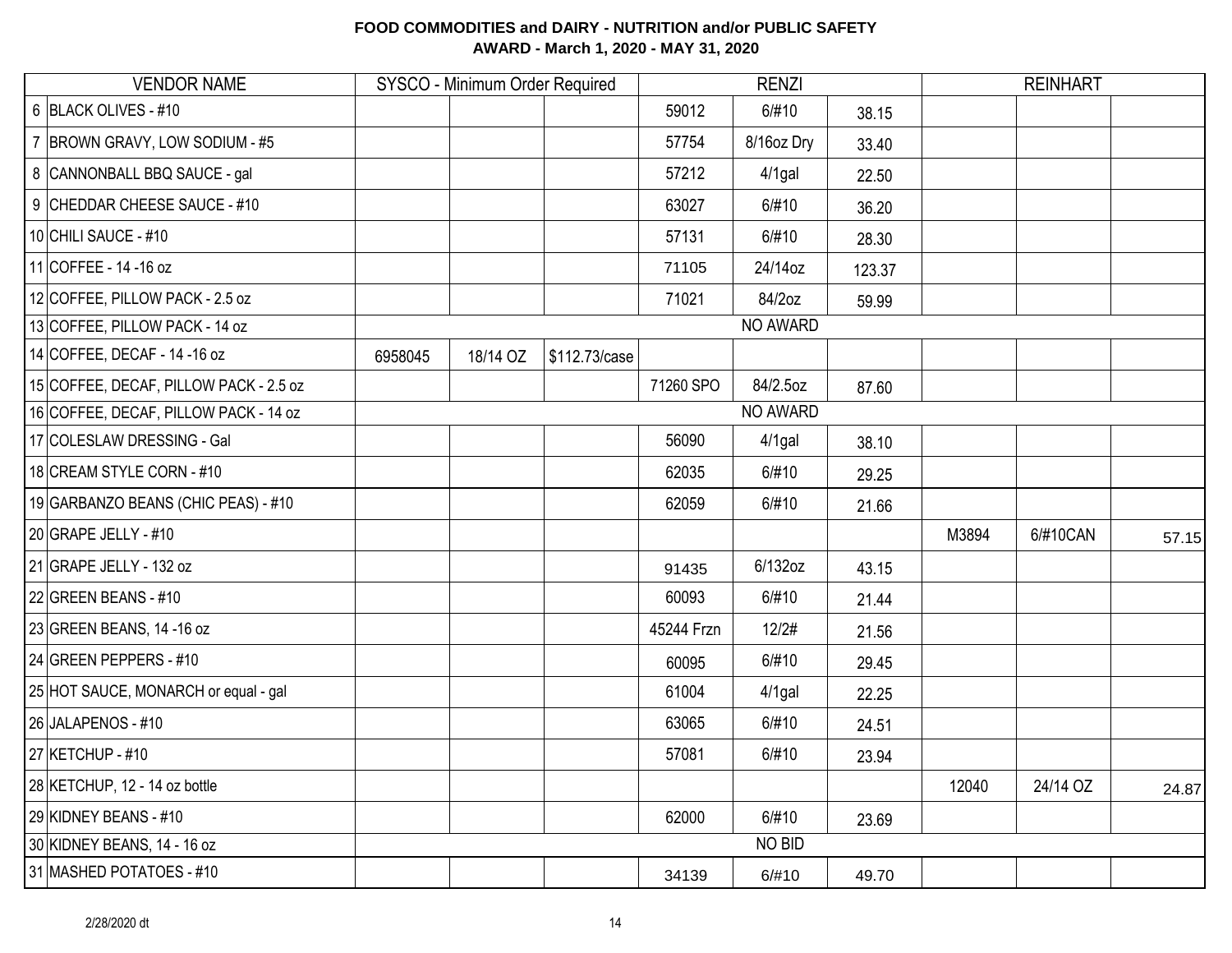**FOOD COMMODITIES and DAIRY - NUTRITION and/or PUBLIC SAFETY**
**AWARD - March 1, 2020 - MAY 31, 2020**

| | VENDOR NAME | SYSCO - Minimum Order Required | | | RENZI | | | REINHART | | |
|---|---|---|---|---|---|---|---|---|---|---|
| 6 | BLACK OLIVES - #10 | | | | 59012 | 6/#10 | 38.15 | | | |
| 7 | BROWN GRAVY, LOW SODIUM - #5 | | | | 57754 | 8/16oz Dry | 33.40 | | | |
| 8 | CANNONBALL BBQ SAUCE - gal | | | | 57212 | 4/1gal | 22.50 | | | |
| 9 | CHEDDAR CHEESE SAUCE - #10 | | | | 63027 | 6/#10 | 36.20 | | | |
| 10 | CHILI SAUCE - #10 | | | | 57131 | 6/#10 | 28.30 | | | |
| 11 | COFFEE - 14 -16 oz | | | | 71105 | 24/14oz | 123.37 | | | |
| 12 | COFFEE, PILLOW PACK - 2.5 oz | | | | 71021 | 84/2oz | 59.99 | | | |
| 13 | COFFEE, PILLOW PACK - 14 oz | NO AWARD | | | | | | | | |
| 14 | COFFEE, DECAF - 14 -16 oz | 6958045 | 18/14 OZ | $112.73/case | | | | | | |
| 15 | COFFEE, DECAF, PILLOW PACK - 2.5 oz | | | | 71260 SPO | 84/2.5oz | 87.60 | | | |
| 16 | COFFEE, DECAF, PILLOW PACK - 14 oz | NO AWARD | | | | | | | | |
| 17 | COLESLAW DRESSING - Gal | | | | 56090 | 4/1gal | 38.10 | | | |
| 18 | CREAM STYLE CORN - #10 | | | | 62035 | 6/#10 | 29.25 | | | |
| 19 | GARBANZO BEANS (CHIC PEAS) - #10 | | | | 62059 | 6/#10 | 21.66 | | | |
| 20 | GRAPE JELLY - #10 | | | | | | | M3894 | 6/#10CAN | 57.15 |
| 21 | GRAPE JELLY - 132 oz | | | | 91435 | 6/132oz | 43.15 | | | |
| 22 | GREEN BEANS - #10 | | | | 60093 | 6/#10 | 21.44 | | | |
| 23 | GREEN BEANS, 14 -16 oz | | | | 45244 Frzn | 12/2# | 21.56 | | | |
| 24 | GREEN PEPPERS - #10 | | | | 60095 | 6/#10 | 29.45 | | | |
| 25 | HOT SAUCE, MONARCH or equal - gal | | | | 61004 | 4/1gal | 22.25 | | | |
| 26 | JALAPENOS - #10 | | | | 63065 | 6/#10 | 24.51 | | | |
| 27 | KETCHUP - #10 | | | | 57081 | 6/#10 | 23.94 | | | |
| 28 | KETCHUP, 12 - 14 oz bottle | | | | | | | 12040 | 24/14 OZ | 24.87 |
| 29 | KIDNEY BEANS - #10 | | | | 62000 | 6/#10 | 23.69 | | | |
| 30 | KIDNEY BEANS, 14 - 16 oz | NO BID | | | | | | | | |
| 31 | MASHED POTATOES - #10 | | | | 34139 | 6/#10 | 49.70 | | | |

2/28/2020 dt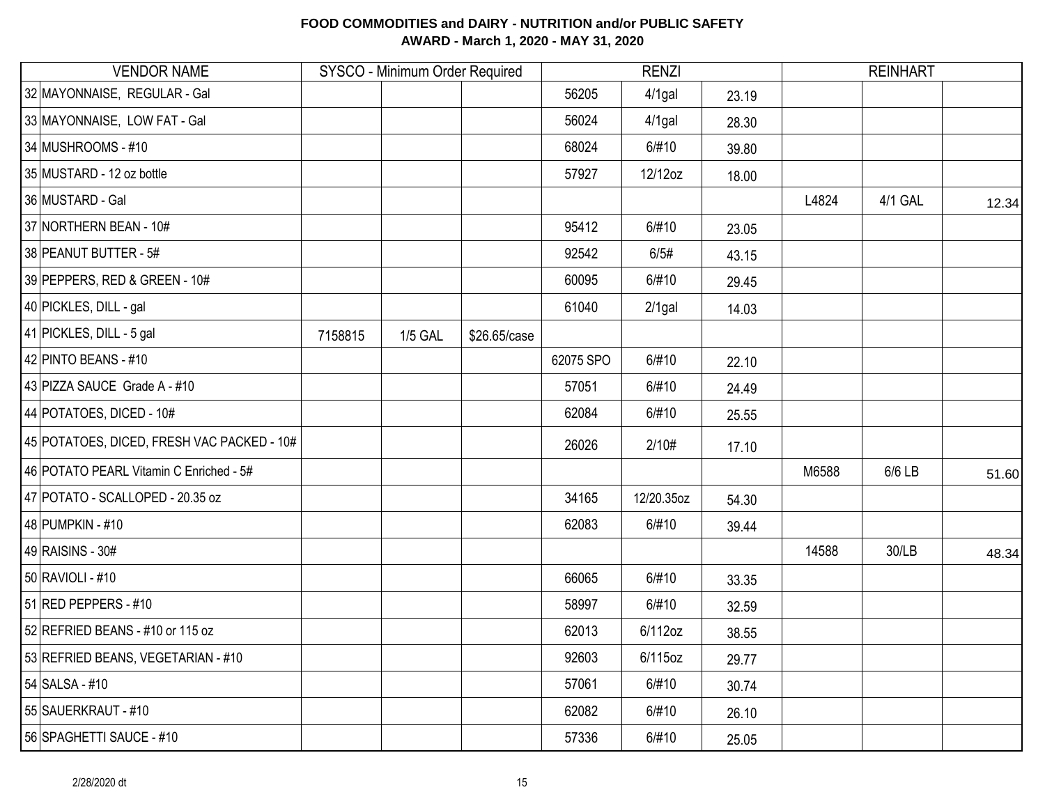**FOOD COMMODITIES and DAIRY - NUTRITION and/or PUBLIC SAFETY**
**AWARD - March 1, 2020 - MAY 31, 2020**

| VENDOR NAME | SYSCO - Minimum Order Required | | | RENZI | | | REINHART | | |
|---|---|---|---|---|---|---|---|---|---|
| 32 MAYONNAISE, REGULAR - Gal | | | | 56205 | 4/1gal | 23.19 | | | |
| 33 MAYONNAISE, LOW FAT - Gal | | | | 56024 | 4/1gal | 28.30 | | | |
| 34 MUSHROOMS - #10 | | | | 68024 | 6/#10 | 39.80 | | | |
| 35 MUSTARD - 12 oz bottle | | | | 57927 | 12/12oz | 18.00 | | | |
| 36 MUSTARD - Gal | | | | | | | L4824 | 4/1 GAL | 12.34 |
| 37 NORTHERN BEAN - 10# | | | | 95412 | 6/#10 | 23.05 | | | |
| 38 PEANUT BUTTER - 5# | | | | 92542 | 6/5# | 43.15 | | | |
| 39 PEPPERS, RED & GREEN - 10# | | | | 60095 | 6/#10 | 29.45 | | | |
| 40 PICKLES, DILL - gal | | | | 61040 | 2/1gal | 14.03 | | | |
| 41 PICKLES, DILL - 5 gal | 7158815 | 1/5 GAL | $26.65/case | | | | | | |
| 42 PINTO BEANS - #10 | | | | 62075 SPO | 6/#10 | 22.10 | | | |
| 43 PIZZA SAUCE Grade A - #10 | | | | 57051 | 6/#10 | 24.49 | | | |
| 44 POTATOES, DICED - 10# | | | | 62084 | 6/#10 | 25.55 | | | |
| 45 POTATOES, DICED, FRESH VAC PACKED - 10# | | | | 26026 | 2/10# | 17.10 | | | |
| 46 POTATO PEARL Vitamin C Enriched - 5# | | | | | | | M6588 | 6/6 LB | 51.60 |
| 47 POTATO - SCALLOPED - 20.35 oz | | | | 34165 | 12/20.35oz | 54.30 | | | |
| 48 PUMPKIN - #10 | | | | 62083 | 6/#10 | 39.44 | | | |
| 49 RAISINS - 30# | | | | | | | 14588 | 30/LB | 48.34 |
| 50 RAVIOLI - #10 | | | | 66065 | 6/#10 | 33.35 | | | |
| 51 RED PEPPERS - #10 | | | | 58997 | 6/#10 | 32.59 | | | |
| 52 REFRIED BEANS - #10 or 115 oz | | | | 62013 | 6/112oz | 38.55 | | | |
| 53 REFRIED BEANS, VEGETARIAN - #10 | | | | 92603 | 6/115oz | 29.77 | | | |
| 54 SALSA - #10 | | | | 57061 | 6/#10 | 30.74 | | | |
| 55 SAUERKRAUT - #10 | | | | 62082 | 6/#10 | 26.10 | | | |
| 56 SPAGHETTI SAUCE - #10 | | | | 57336 | 6/#10 | 25.05 | | | |

2/28/2020 dt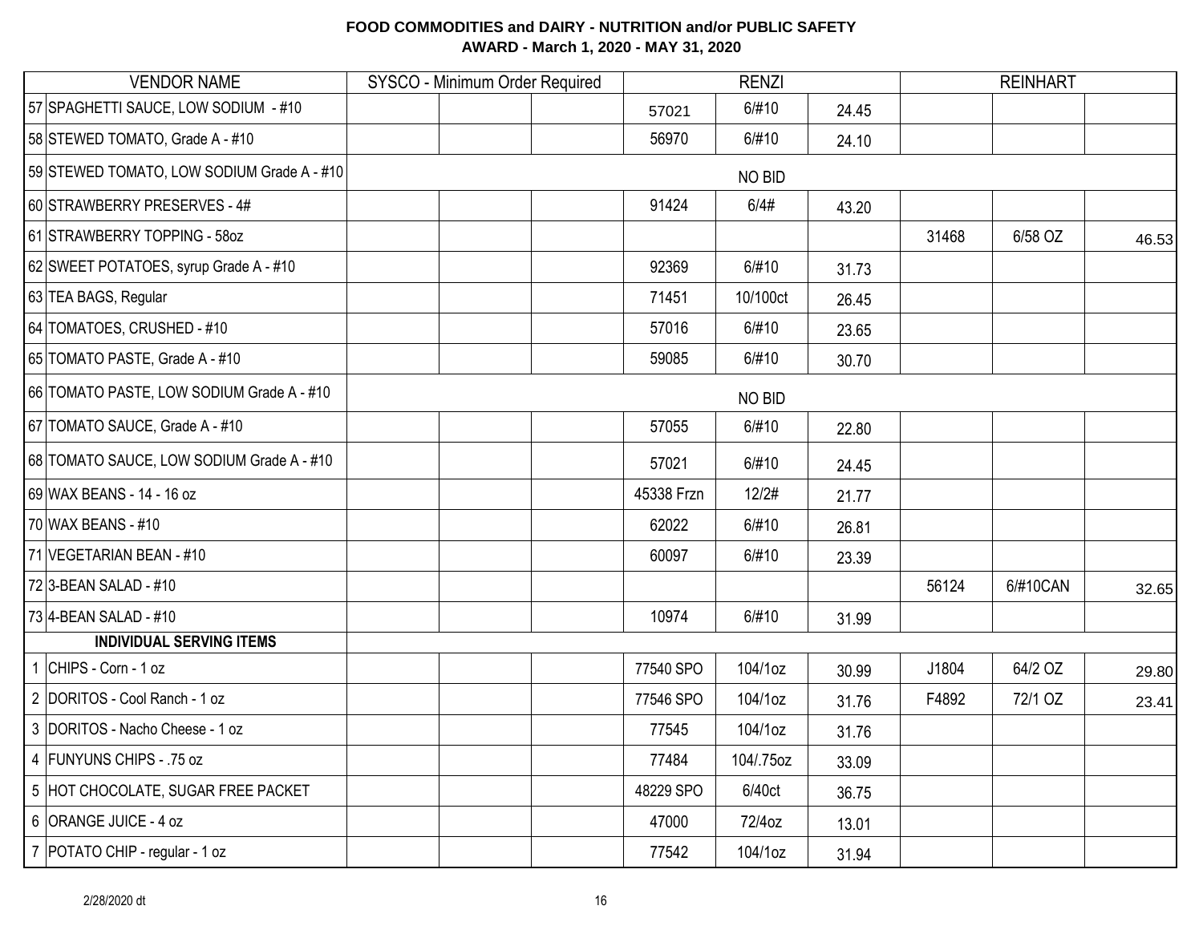# FOOD COMMODITIES and DAIRY - NUTRITION and/or PUBLIC SAFETY

## AWARD - March 1, 2020 - MAY 31, 2020

| | VENDOR NAME | SYSCO - Minimum Order Required | | | RENZI | | | REINHART | | |
|---|---|---|---|---|---|---|---|---|---|---|
| 57 | SPAGHETTI SAUCE, LOW SODIUM - #10 | | | | 57021 | 6/#10 | 24.45 | | | |
| 58 | STEWED TOMATO, Grade A - #10 | | | | 56970 | 6/#10 | 24.10 | | | |
| 59 | STEWED TOMATO, LOW SODIUM Grade A - #10 | NO BID | | | | | | | | |
| 60 | STRAWBERRY PRESERVES - 4# | | | | 91424 | 6/4# | 43.20 | | | |
| 61 | STRAWBERRY TOPPING - 58oz | | | | | | | 31468 | 6/58 OZ | 46.53 |
| 62 | SWEET POTATOES, syrup Grade A - #10 | | | | 92369 | 6/#10 | 31.73 | | | |
| 63 | TEA BAGS, Regular | | | | 71451 | 10/100ct | 26.45 | | | |
| 64 | TOMATOES, CRUSHED - #10 | | | | 57016 | 6/#10 | 23.65 | | | |
| 65 | TOMATO PASTE, Grade A - #10 | | | | 59085 | 6/#10 | 30.70 | | | |
| 66 | TOMATO PASTE, LOW SODIUM Grade A - #10 | NO BID | | | | | | | | |
| 67 | TOMATO SAUCE, Grade A - #10 | | | | 57055 | 6/#10 | 22.80 | | | |
| 68 | TOMATO SAUCE, LOW SODIUM Grade A - #10 | | | | 57021 | 6/#10 | 24.45 | | | |
| 69 | WAX BEANS - 14 - 16 oz | | | | 45338 Frzn | 12/2# | 21.77 | | | |
| 70 | WAX BEANS - #10 | | | | 62022 | 6/#10 | 26.81 | | | |
| 71 | VEGETARIAN BEAN - #10 | | | | 60097 | 6/#10 | 23.39 | | | |
| 72 | 3-BEAN SALAD - #10 | | | | | | | 56124 | 6/#10CAN | 32.65 |
| 73 | 4-BEAN SALAD - #10 | | | | 10974 | 6/#10 | 31.99 | | | |
| | **INDIVIDUAL SERVING ITEMS** | | | | | | | | | |
| 1 | CHIPS - Corn - 1 oz | | | | 77540 SPO | 104/1oz | 30.99 | J1804 | 64/2 OZ | 29.80 |
| 2 | DORITOS - Cool Ranch - 1 oz | | | | 77546 SPO | 104/1oz | 31.76 | F4892 | 72/1 OZ | 23.41 |
| 3 | DORITOS - Nacho Cheese - 1 oz | | | | 77545 | 104/1oz | 31.76 | | | |
| 4 | FUNYUNS CHIPS - .75 oz | | | | 77484 | 104/.75oz | 33.09 | | | |
| 5 | HOT CHOCOLATE, SUGAR FREE PACKET | | | | 48229 SPO | 6/40ct | 36.75 | | | |
| 6 | ORANGE JUICE - 4 oz | | | | 47000 | 72/4oz | 13.01 | | | |
| 7 | POTATO CHIP - regular - 1 oz | | | | 77542 | 104/1oz | 31.94 | | | |

2/28/2020 dt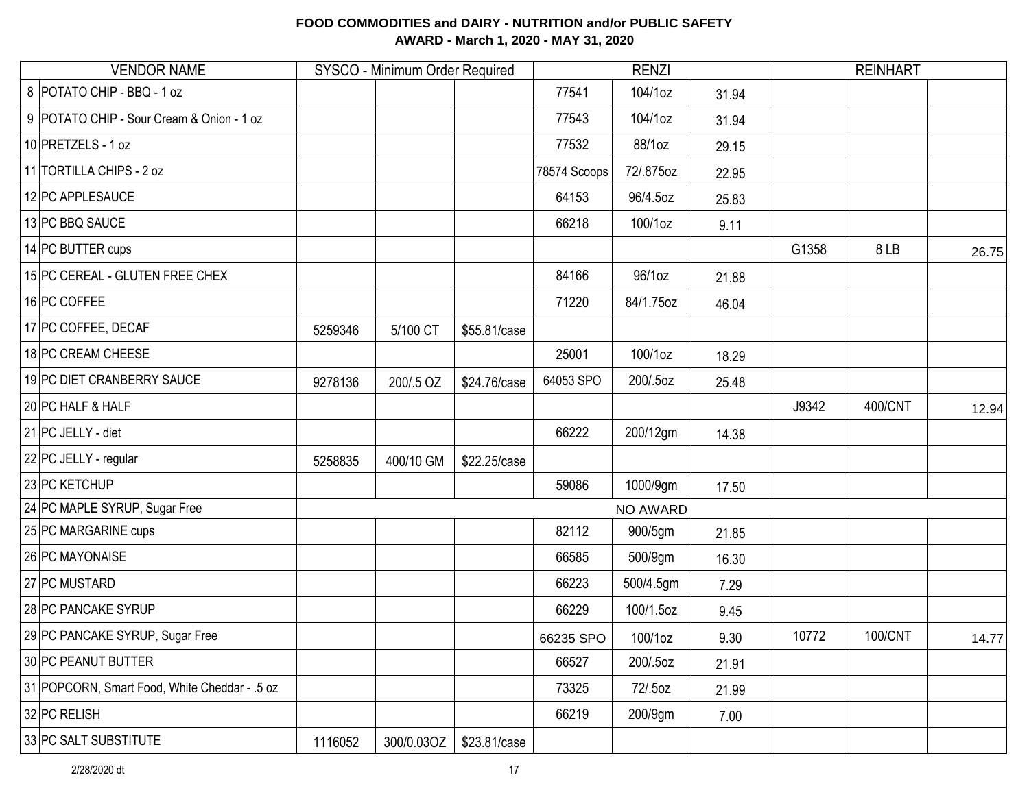**FOOD COMMODITIES and DAIRY - NUTRITION and/or PUBLIC SAFETY**
**AWARD - March 1, 2020 - MAY 31, 2020**

| | VENDOR NAME | SYSCO - Minimum Order Required | | | RENZI | | | REINHART | | |
|---|---|---|---|---|---|---|---|---|---|---|
| 8 | POTATO CHIP - BBQ - 1 oz | | | | 77541 | 104/1oz | 31.94 | | | |
| 9 | POTATO CHIP - Sour Cream & Onion - 1 oz | | | | 77543 | 104/1oz | 31.94 | | | |
| 10 | PRETZELS - 1 oz | | | | 77532 | 88/1oz | 29.15 | | | |
| 11 | TORTILLA CHIPS - 2 oz | | | | 78574 Scoops | 72/.875oz | 22.95 | | | |
| 12 | PC APPLESAUCE | | | | 64153 | 96/4.5oz | 25.83 | | | |
| 13 | PC BBQ SAUCE | | | | 66218 | 100/1oz | 9.11 | | | |
| 14 | PC BUTTER cups | | | | | | | G1358 | 8 LB | 26.75 |
| 15 | PC CEREAL - GLUTEN FREE CHEX | | | | 84166 | 96/1oz | 21.88 | | | |
| 16 | PC COFFEE | | | | 71220 | 84/1.75oz | 46.04 | | | |
| 17 | PC COFFEE, DECAF | 5259346 | 5/100 CT | $55.81/case | | | | | | |
| 18 | PC CREAM CHEESE | | | | 25001 | 100/1oz | 18.29 | | | |
| 19 | PC DIET CRANBERRY SAUCE | 9278136 | 200/.5 OZ | $24.76/case | 64053 SPO | 200/.5oz | 25.48 | | | |
| 20 | PC HALF & HALF | | | | | | | J9342 | 400/CNT | 12.94 |
| 21 | PC JELLY - diet | | | | 66222 | 200/12gm | 14.38 | | | |
| 22 | PC JELLY - regular | 5258835 | 400/10 GM | $22.25/case | | | | | | |
| 23 | PC KETCHUP | | | | 59086 | 1000/9gm | 17.50 | | | |
| 24 | PC MAPLE SYRUP, Sugar Free | NO AWARD | | | | | | | | |
| 25 | PC MARGARINE cups | | | | 82112 | 900/5gm | 21.85 | | | |
| 26 | PC MAYONAISE | | | | 66585 | 500/9gm | 16.30 | | | |
| 27 | PC MUSTARD | | | | 66223 | 500/4.5gm | 7.29 | | | |
| 28 | PC PANCAKE SYRUP | | | | 66229 | 100/1.5oz | 9.45 | | | |
| 29 | PC PANCAKE SYRUP, Sugar Free | | | | 66235 SPO | 100/1oz | 9.30 | 10772 | 100/CNT | 14.77 |
| 30 | PC PEANUT BUTTER | | | | 66527 | 200/.5oz | 21.91 | | | |
| 31 | POPCORN, Smart Food, White Cheddar - .5 oz | | | | 73325 | 72/.5oz | 21.99 | | | |
| 32 | PC RELISH | | | | 66219 | 200/9gm | 7.00 | | | |
| 33 | PC SALT SUBSTITUTE | 1116052 | 300/0.03OZ | $23.81/case | | | | | | |

2/28/2020 dt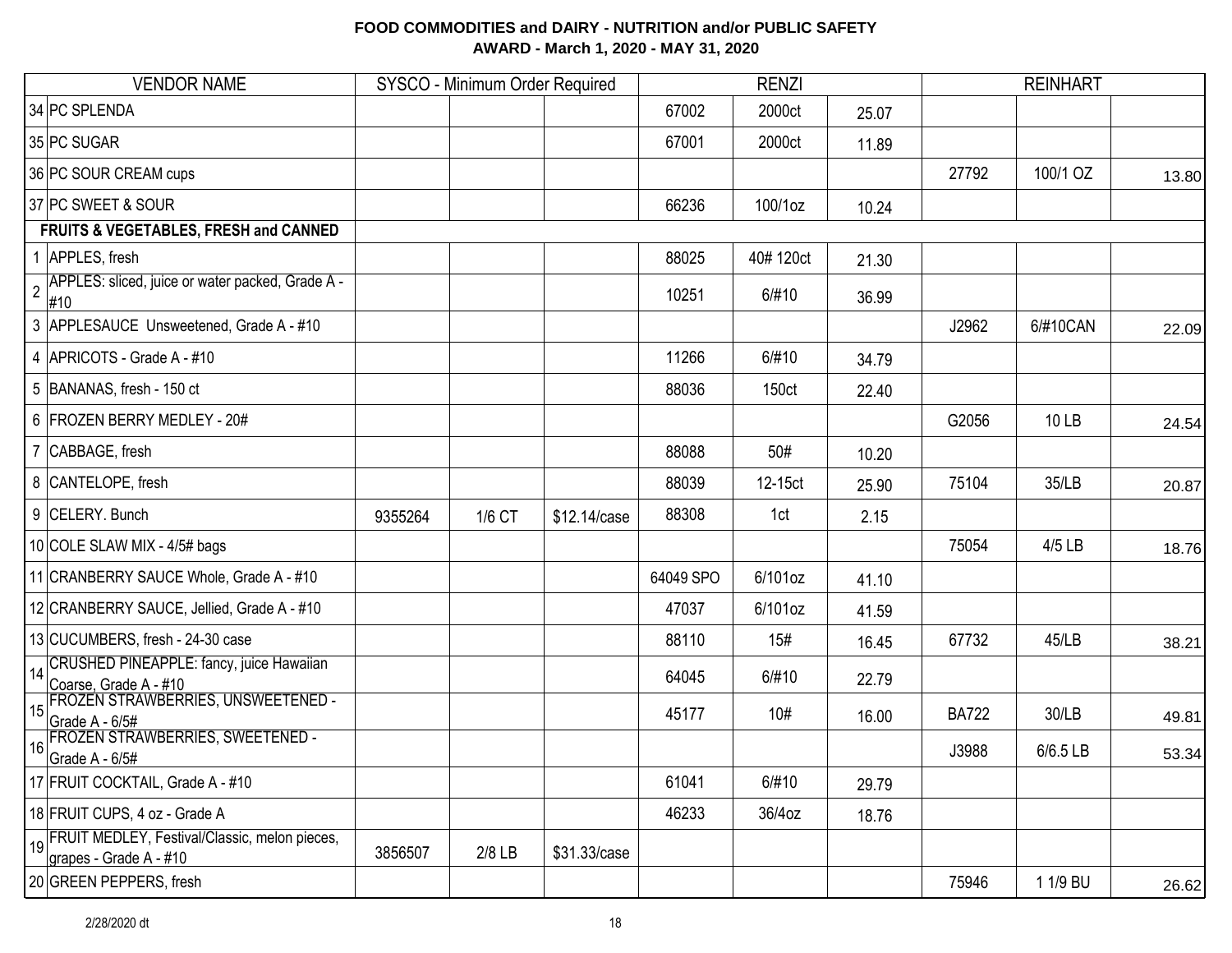**FOOD COMMODITIES and DAIRY - NUTRITION and/or PUBLIC SAFETY**
**AWARD - March 1, 2020 - MAY 31, 2020**

| | VENDOR NAME | SYSCO - Minimum Order Required | | | RENZI | | | REINHART | | |
|---|---|---|---|---|---|---|---|---|---|---|
| 34 | PC SPLENDA | | | | 67002 | 2000ct | 25.07 | | | |
| 35 | PC SUGAR | | | | 67001 | 2000ct | 11.89 | | | |
| 36 | PC SOUR CREAM cups | | | | | | | 27792 | 100/1 OZ | 13.80 |
| 37 | PC SWEET & SOUR | | | | 66236 | 100/1oz | 10.24 | | | |
| | **FRUITS & VEGETABLES, FRESH and CANNED** | | | | | | | | | |
| 1 | APPLES, fresh | | | | 88025 | 40# 120ct | 21.30 | | | |
| 2 | APPLES: sliced, juice or water packed, Grade A - #10 | | | | 10251 | 6/#10 | 36.99 | | | |
| 3 | APPLESAUCE Unsweetened, Grade A - #10 | | | | | | | J2962 | 6/#10CAN | 22.09 |
| 4 | APRICOTS - Grade A - #10 | | | | 11266 | 6/#10 | 34.79 | | | |
| 5 | BANANAS, fresh - 150 ct | | | | 88036 | 150ct | 22.40 | | | |
| 6 | FROZEN BERRY MEDLEY - 20# | | | | | | | G2056 | 10 LB | 24.54 |
| 7 | CABBAGE, fresh | | | | 88088 | 50# | 10.20 | | | |
| 8 | CANTELOPE, fresh | | | | 88039 | 12-15ct | 25.90 | 75104 | 35/LB | 20.87 |
| 9 | CELERY. Bunch | 9355264 | 1/6 CT | $12.14/case | 88308 | 1ct | 2.15 | | | |
| 10 | COLE SLAW MIX - 4/5# bags | | | | | | | 75054 | 4/5 LB | 18.76 |
| 11 | CRANBERRY SAUCE Whole, Grade A - #10 | | | | 64049 SPO | 6/101oz | 41.10 | | | |
| 12 | CRANBERRY SAUCE, Jellied, Grade A - #10 | | | | 47037 | 6/101oz | 41.59 | | | |
| 13 | CUCUMBERS, fresh - 24-30 case | | | | 88110 | 15# | 16.45 | 67732 | 45/LB | 38.21 |
| 14 | CRUSHED PINEAPPLE: fancy, juice Hawaiian Coarse, Grade A - #10 | | | | 64045 | 6/#10 | 22.79 | | | |
| 15 | FROZEN STRAWBERRIES, UNSWEETENED - Grade A - 6/5# | | | | 45177 | 10# | 16.00 | BA722 | 30/LB | 49.81 |
| 16 | FROZEN STRAWBERRIES, SWEETENED - Grade A - 6/5# | | | | | | | J3988 | 6/6.5 LB | 53.34 |
| 17 | FRUIT COCKTAIL, Grade A - #10 | | | | 61041 | 6/#10 | 29.79 | | | |
| 18 | FRUIT CUPS, 4 oz - Grade A | | | | 46233 | 36/4oz | 18.76 | | | |
| 19 | FRUIT MEDLEY, Festival/Classic, melon pieces, grapes - Grade A - #10 | 3856507 | 2/8 LB | $31.33/case | | | | | | |
| 20 | GREEN PEPPERS, fresh | | | | | | | 75946 | 1 1/9 BU | 26.62 |

2/28/2020 dt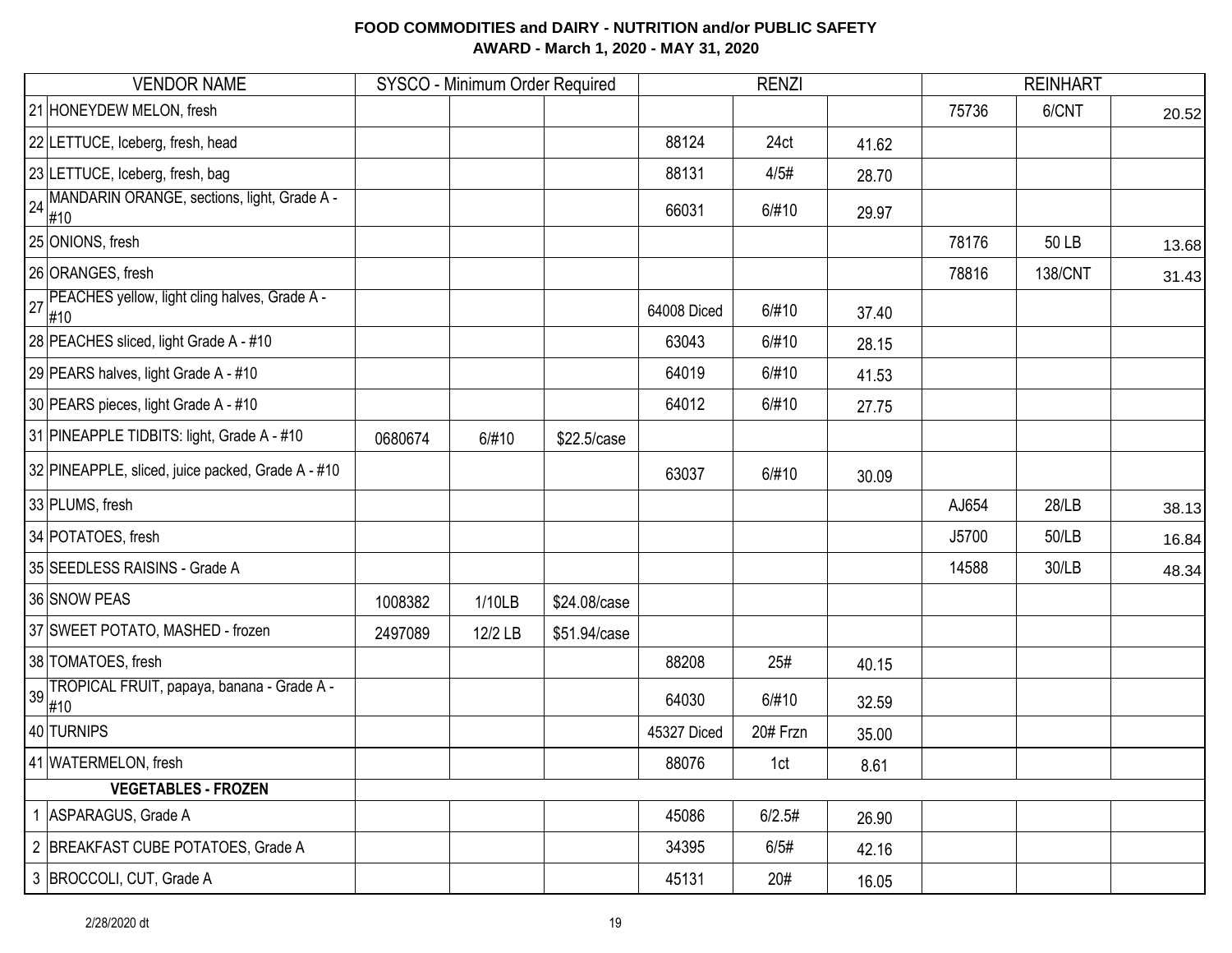**FOOD COMMODITIES and DAIRY - NUTRITION and/or PUBLIC SAFETY**
**AWARD - March 1, 2020 - MAY 31, 2020**

| | VENDOR NAME | SYSCO - Minimum Order Required | | | RENZI | | | REINHART | | |
|---|---|---|---|---|---|---|---|---|---|---|
| 21 | HONEYDEW MELON, fresh | | | | | | | 75736 | 6/CNT | 20.52 |
| 22 | LETTUCE, Iceberg, fresh, head | | | | 88124 | 24ct | 41.62 | | | |
| 23 | LETTUCE, Iceberg, fresh, bag | | | | 88131 | 4/5# | 28.70 | | | |
| 24 | MANDARIN ORANGE, sections, light, Grade A - #10 | | | | 66031 | 6/#10 | 29.97 | | | |
| 25 | ONIONS, fresh | | | | | | | 78176 | 50 LB | 13.68 |
| 26 | ORANGES, fresh | | | | | | | 78816 | 138/CNT | 31.43 |
| 27 | PEACHES yellow, light cling halves, Grade A - #10 | | | | 64008 Diced | 6/#10 | 37.40 | | | |
| 28 | PEACHES sliced, light Grade A - #10 | | | | 63043 | 6/#10 | 28.15 | | | |
| 29 | PEARS halves, light Grade A - #10 | | | | 64019 | 6/#10 | 41.53 | | | |
| 30 | PEARS pieces, light Grade A - #10 | | | | 64012 | 6/#10 | 27.75 | | | |
| 31 | PINEAPPLE TIDBITS: light, Grade A - #10 | 0680674 | 6/#10 | $22.5/case | | | | | | |
| 32 | PINEAPPLE, sliced, juice packed, Grade A - #10 | | | | 63037 | 6/#10 | 30.09 | | | |
| 33 | PLUMS, fresh | | | | | | | AJ654 | 28/LB | 38.13 |
| 34 | POTATOES, fresh | | | | | | | J5700 | 50/LB | 16.84 |
| 35 | SEEDLESS RAISINS - Grade A | | | | | | | 14588 | 30/LB | 48.34 |
| 36 | SNOW PEAS | 1008382 | 1/10LB | $24.08/case | | | | | | |
| 37 | SWEET POTATO, MASHED - frozen | 2497089 | 12/2 LB | $51.94/case | | | | | | |
| 38 | TOMATOES, fresh | | | | 88208 | 25# | 40.15 | | | |
| 39 | TROPICAL FRUIT, papaya, banana - Grade A - #10 | | | | 64030 | 6/#10 | 32.59 | | | |
| 40 | TURNIPS | | | | 45327 Diced | 20# Frzn | 35.00 | | | |
| 41 | WATERMELON, fresh | | | | 88076 | 1ct | 8.61 | | | |
| | **VEGETABLES - FROZEN** | | | | | | | | | |
| 1 | ASPARAGUS, Grade A | | | | 45086 | 6/2.5# | 26.90 | | | |
| 2 | BREAKFAST CUBE POTATOES, Grade A | | | | 34395 | 6/5# | 42.16 | | | |
| 3 | BROCCOLI, CUT, Grade A | | | | 45131 | 20# | 16.05 | | | |

2/28/2020 dt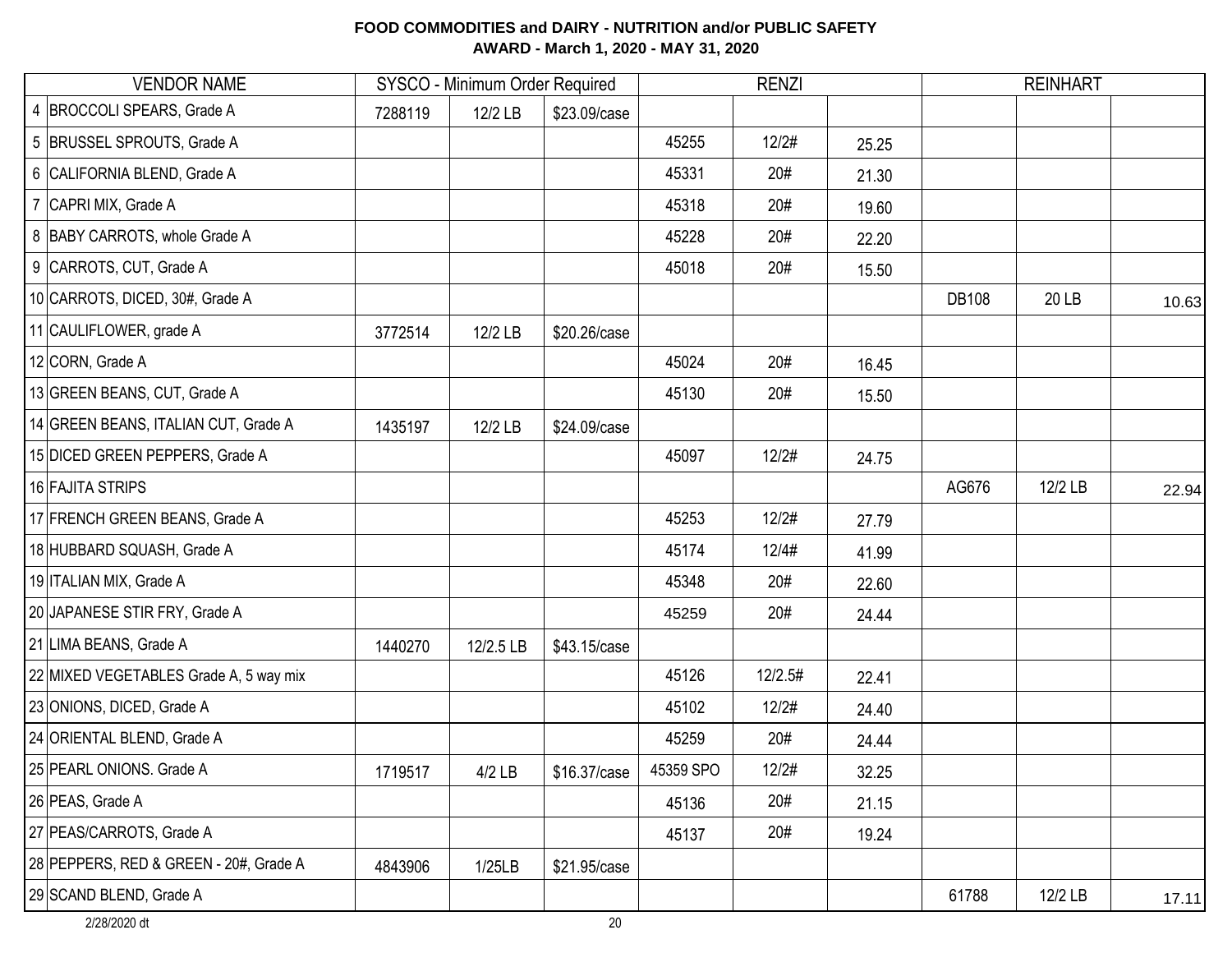**FOOD COMMODITIES and DAIRY - NUTRITION and/or PUBLIC SAFETY**
**AWARD - March 1, 2020 - MAY 31, 2020**

| | VENDOR NAME | SYSCO - Minimum Order Required | | | RENZI | | | REINHART | | |
|---|---|---|---|---|---|---|---|---|---|---|
| 4 | BROCCOLI SPEARS, Grade A | 7288119 | 12/2 LB | $23.09/case | | | | | | |
| 5 | BRUSSEL SPROUTS, Grade A | | | | 45255 | 12/2# | 25.25 | | | |
| 6 | CALIFORNIA BLEND, Grade A | | | | 45331 | 20# | 21.30 | | | |
| 7 | CAPRI MIX, Grade A | | | | 45318 | 20# | 19.60 | | | |
| 8 | BABY CARROTS, whole Grade A | | | | 45228 | 20# | 22.20 | | | |
| 9 | CARROTS, CUT, Grade A | | | | 45018 | 20# | 15.50 | | | |
| 10 | CARROTS, DICED, 30#, Grade A | | | | | | | DB108 | 20 LB | 10.63 |
| 11 | CAULIFLOWER, grade A | 3772514 | 12/2 LB | $20.26/case | | | | | | |
| 12 | CORN, Grade A | | | | 45024 | 20# | 16.45 | | | |
| 13 | GREEN BEANS, CUT, Grade A | | | | 45130 | 20# | 15.50 | | | |
| 14 | GREEN BEANS, ITALIAN CUT, Grade A | 1435197 | 12/2 LB | $24.09/case | | | | | | |
| 15 | DICED GREEN PEPPERS, Grade A | | | | 45097 | 12/2# | 24.75 | | | |
| 16 | FAJITA STRIPS | | | | | | | AG676 | 12/2 LB | 22.94 |
| 17 | FRENCH GREEN BEANS, Grade A | | | | 45253 | 12/2# | 27.79 | | | |
| 18 | HUBBARD SQUASH, Grade A | | | | 45174 | 12/4# | 41.99 | | | |
| 19 | ITALIAN MIX, Grade A | | | | 45348 | 20# | 22.60 | | | |
| 20 | JAPANESE STIR FRY, Grade A | | | | 45259 | 20# | 24.44 | | | |
| 21 | LIMA BEANS, Grade A | 1440270 | 12/2.5 LB | $43.15/case | | | | | | |
| 22 | MIXED VEGETABLES Grade A, 5 way mix | | | | 45126 | 12/2.5# | 22.41 | | | |
| 23 | ONIONS, DICED, Grade A | | | | 45102 | 12/2# | 24.40 | | | |
| 24 | ORIENTAL BLEND, Grade A | | | | 45259 | 20# | 24.44 | | | |
| 25 | PEARL ONIONS. Grade A | 1719517 | 4/2 LB | $16.37/case | 45359 SPO | 12/2# | 32.25 | | | |
| 26 | PEAS, Grade A | | | | 45136 | 20# | 21.15 | | | |
| 27 | PEAS/CARROTS, Grade A | | | | 45137 | 20# | 19.24 | | | |
| 28 | PEPPERS, RED & GREEN - 20#, Grade A | 4843906 | 1/25LB | $21.95/case | | | | | | |
| 29 | SCAND BLEND, Grade A | | | | | | | 61788 | 12/2 LB | 17.11 |

2/28/2020 dt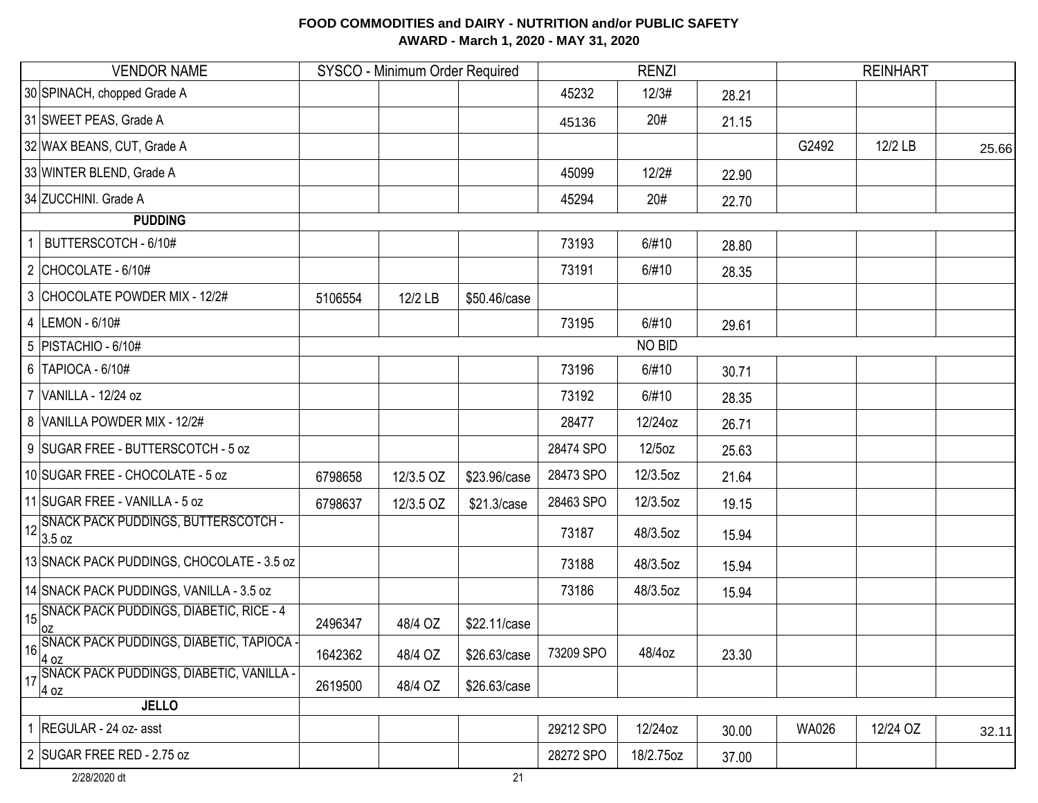**FOOD COMMODITIES and DAIRY - NUTRITION and/or PUBLIC SAFETY**
**AWARD - March 1, 2020 - MAY 31, 2020**

| | VENDOR NAME | SYSCO - Minimum Order Required | | | RENZI | | | REINHART | | |
|---|---|---|---|---|---|---|---|---|---|---|
| 30 | SPINACH, chopped Grade A | | | | 45232 | 12/3# | 28.21 | | | |
| 31 | SWEET PEAS, Grade A | | | | 45136 | 20# | 21.15 | | | |
| 32 | WAX BEANS, CUT, Grade A | | | | | | | G2492 | 12/2 LB | 25.66 |
| 33 | WINTER BLEND, Grade A | | | | 45099 | 12/2# | 22.90 | | | |
| 34 | ZUCCHINI. Grade A | | | | 45294 | 20# | 22.70 | | | |
| | **PUDDING** | | | | | | | | | |
| 1 | BUTTERSCOTCH - 6/10# | | | | 73193 | 6/#10 | 28.80 | | | |
| 2 | CHOCOLATE - 6/10# | | | | 73191 | 6/#10 | 28.35 | | | |
| 3 | CHOCOLATE POWDER MIX - 12/2# | 5106554 | 12/2 LB | $50.46/case | | | | | | |
| 4 | LEMON - 6/10# | | | | 73195 | 6/#10 | 29.61 | | | |
| 5 | PISTACHIO - 6/10# | | | | | NO BID | | | | |
| 6 | TAPIOCA - 6/10# | | | | 73196 | 6/#10 | 30.71 | | | |
| 7 | VANILLA - 12/24 oz | | | | 73192 | 6/#10 | 28.35 | | | |
| 8 | VANILLA POWDER MIX - 12/2# | | | | 28477 | 12/24oz | 26.71 | | | |
| 9 | SUGAR FREE - BUTTERSCOTCH - 5 oz | | | | 28474 SPO | 12/5oz | 25.63 | | | |
| 10 | SUGAR FREE - CHOCOLATE - 5 oz | 6798658 | 12/3.5 OZ | $23.96/case | 28473 SPO | 12/3.5oz | 21.64 | | | |
| 11 | SUGAR FREE - VANILLA - 5 oz | 6798637 | 12/3.5 OZ | $21.3/case | 28463 SPO | 12/3.5oz | 19.15 | | | |
| 12 | SNACK PACK PUDDINGS, BUTTERSCOTCH - 3.5 oz | | | | 73187 | 48/3.5oz | 15.94 | | | |
| 13 | SNACK PACK PUDDINGS, CHOCOLATE - 3.5 oz | | | | 73188 | 48/3.5oz | 15.94 | | | |
| 14 | SNACK PACK PUDDINGS, VANILLA - 3.5 oz | | | | 73186 | 48/3.5oz | 15.94 | | | |
| 15 | SNACK PACK PUDDINGS, DIABETIC, RICE - 4 oz | 2496347 | 48/4 OZ | $22.11/case | | | | | | |
| 16 | SNACK PACK PUDDINGS, DIABETIC, TAPIOCA - 4 oz | 1642362 | 48/4 OZ | $26.63/case | 73209 SPO | 48/4oz | 23.30 | | | |
| 17 | SNACK PACK PUDDINGS, DIABETIC, VANILLA - 4 oz | 2619500 | 48/4 OZ | $26.63/case | | | | | | |
| | **JELLO** | | | | | | | | | |
| 1 | REGULAR - 24 oz- asst | | | | 29212 SPO | 12/24oz | 30.00 | WA026 | 12/24 OZ | 32.11 |
| 2 | SUGAR FREE RED - 2.75 oz | | | | 28272 SPO | 18/2.75oz | 37.00 | | | |

2/28/2020 dt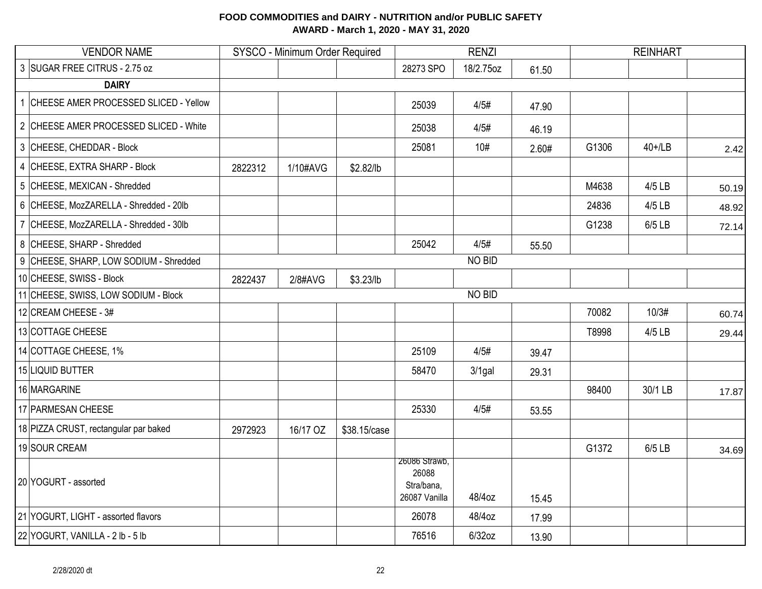**FOOD COMMODITIES and DAIRY - NUTRITION and/or PUBLIC SAFETY**
**AWARD - March 1, 2020 - MAY 31, 2020**

| | VENDOR NAME | SYSCO - Minimum Order Required | | | RENZI | | | REINHART | | |
|---|---|---|---|---|---|---|---|---|---|---|
| 3 | SUGAR FREE CITRUS - 2.75 oz | | | | 28273 SPO | 18/2.75oz | 61.50 | | | |
| | **DAIRY** | | | | | | | | | |
| 1 | CHEESE AMER PROCESSED SLICED - Yellow | | | | 25039 | 4/5# | 47.90 | | | |
| 2 | CHEESE AMER PROCESSED SLICED - White | | | | 25038 | 4/5# | 46.19 | | | |
| 3 | CHEESE, CHEDDAR - Block | | | | 25081 | 10# | 2.60# | G1306 | 40+/LB | 2.42 |
| 4 | CHEESE, EXTRA SHARP - Block | 2822312 | 1/10#AVG | $2.82/lb | | | | | | |
| 5 | CHEESE, MEXICAN - Shredded | | | | | | | M4638 | 4/5 LB | 50.19 |
| 6 | CHEESE, MozZARELLA - Shredded - 20lb | | | | | | | 24836 | 4/5 LB | 48.92 |
| 7 | CHEESE, MozZARELLA - Shredded - 30lb | | | | | | | G1238 | 6/5 LB | 72.14 |
| 8 | CHEESE, SHARP - Shredded | | | | 25042 | 4/5# | 55.50 | | | |
| 9 | CHEESE, SHARP, LOW SODIUM - Shredded | | | | | NO BID | | | | |
| 10 | CHEESE, SWISS - Block | 2822437 | 2/8#AVG | $3.23/lb | | | | | | |
| 11 | CHEESE, SWISS, LOW SODIUM - Block | | | | | NO BID | | | | |
| 12 | CREAM CHEESE - 3# | | | | | | | 70082 | 10/3# | 60.74 |
| 13 | COTTAGE CHEESE | | | | | | | T8998 | 4/5 LB | 29.44 |
| 14 | COTTAGE CHEESE, 1% | | | | 25109 | 4/5# | 39.47 | | | |
| 15 | LIQUID BUTTER | | | | 58470 | 3/1gal | 29.31 | | | |
| 16 | MARGARINE | | | | | | | 98400 | 30/1 LB | 17.87 |
| 17 | PARMESAN CHEESE | | | | 25330 | 4/5# | 53.55 | | | |
| 18 | PIZZA CRUST, rectangular par baked | 2972923 | 16/17 OZ | $38.15/case | | | | | | |
| 19 | SOUR CREAM | | | | | | | G1372 | 6/5 LB | 34.69 |
| 20 | YOGURT - assorted | | | | 26086 Strawb, 26088 Stra/bana, 26087 Vanilla | 48/4oz | 15.45 | | | |
| 21 | YOGURT, LIGHT - assorted flavors | | | | 26078 | 48/4oz | 17.99 | | | |
| 22 | YOGURT, VANILLA - 2 lb - 5 lb | | | | 76516 | 6/32oz | 13.90 | | | |

2/28/2020 dt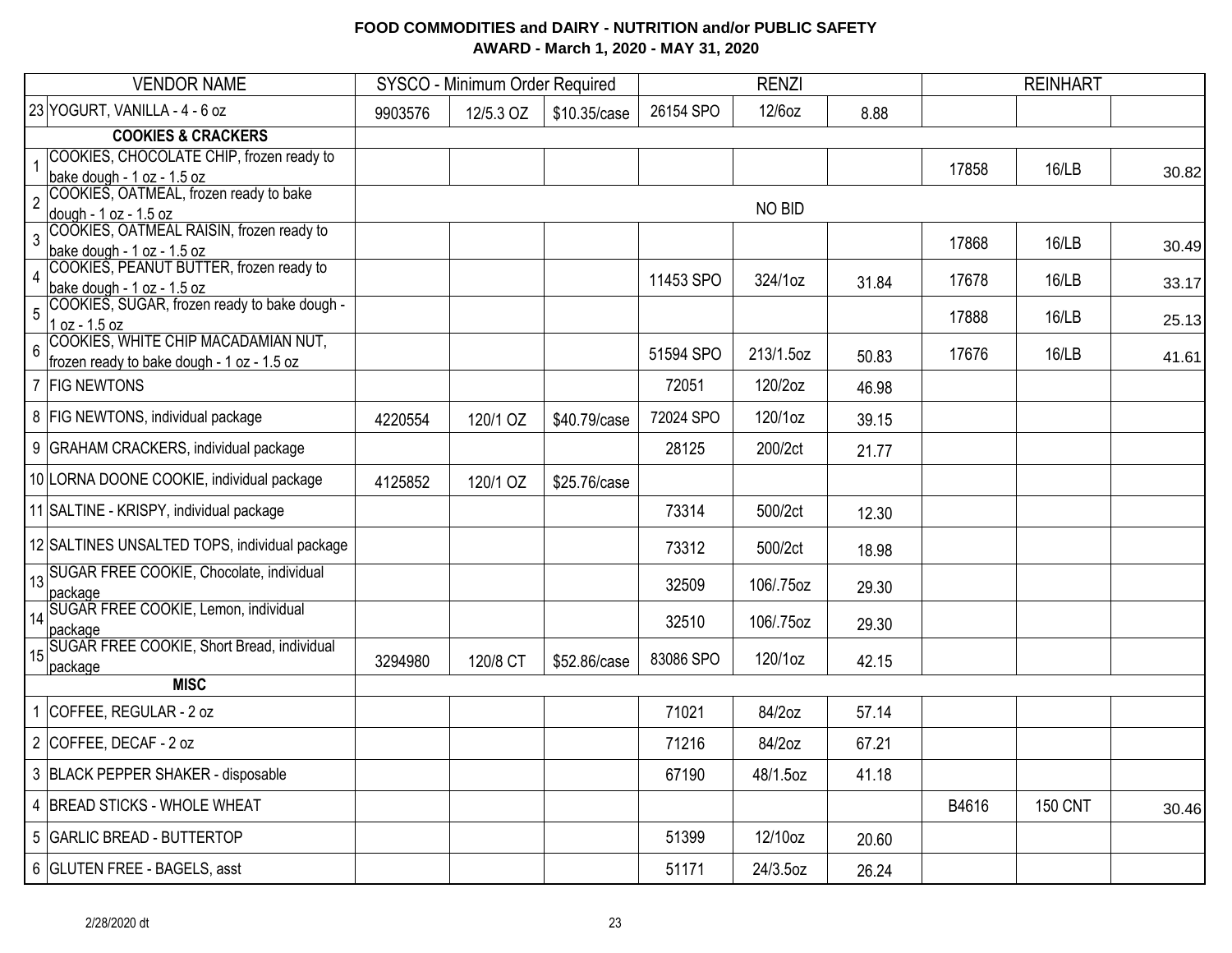# FOOD COMMODITIES and DAIRY - NUTRITION and/or PUBLIC SAFETY
## AWARD - March 1, 2020 - MAY 31, 2020

| | VENDOR NAME | SYSCO - Minimum Order Required | | | RENZI | | | REINHART | | |
|---|---|---|---|---|---|---|---|---|---|---|
| 23 | YOGURT, VANILLA - 4 - 6 oz | 9903576 | 12/5.3 OZ | $10.35/case | 26154 SPO | 12/6oz | 8.88 | | | |
| | **COOKIES & CRACKERS** | | | | | | | | | |
| 1 | COOKIES, CHOCOLATE CHIP, frozen ready to bake dough - 1 oz - 1.5 oz | | | | | | | 17858 | 16/LB | 30.82 |
| 2 | COOKIES, OATMEAL, frozen ready to bake dough - 1 oz - 1.5 oz | | | | | NO BID | | | | |
| 3 | COOKIES, OATMEAL RAISIN, frozen ready to bake dough - 1 oz - 1.5 oz | | | | | | | 17868 | 16/LB | 30.49 |
| 4 | COOKIES, PEANUT BUTTER, frozen ready to bake dough - 1 oz - 1.5 oz | | | | 11453 SPO | 324/1oz | 31.84 | 17678 | 16/LB | 33.17 |
| 5 | COOKIES, SUGAR, frozen ready to bake dough - 1 oz - 1.5 oz | | | | | | | 17888 | 16/LB | 25.13 |
| 6 | COOKIES, WHITE CHIP MACADAMIAN NUT, frozen ready to bake dough - 1 oz - 1.5 oz | | | | 51594 SPO | 213/1.5oz | 50.83 | 17676 | 16/LB | 41.61 |
| 7 | FIG NEWTONS | | | | 72051 | 120/2oz | 46.98 | | | |
| 8 | FIG NEWTONS, individual package | 4220554 | 120/1 OZ | $40.79/case | 72024 SPO | 120/1oz | 39.15 | | | |
| 9 | GRAHAM CRACKERS, individual package | | | | 28125 | 200/2ct | 21.77 | | | |
| 10 | LORNA DOONE COOKIE, individual package | 4125852 | 120/1 OZ | $25.76/case | | | | | | |
| 11 | SALTINE - KRISPY, individual package | | | | 73314 | 500/2ct | 12.30 | | | |
| 12 | SALTINES UNSALTED TOPS, individual package | | | | 73312 | 500/2ct | 18.98 | | | |
| 13 | SUGAR FREE COOKIE, Chocolate, individual package | | | | 32509 | 106/.75oz | 29.30 | | | |
| 14 | SUGAR FREE COOKIE, Lemon, individual package | | | | 32510 | 106/.75oz | 29.30 | | | |
| 15 | SUGAR FREE COOKIE, Short Bread, individual package | 3294980 | 120/8 CT | $52.86/case | 83086 SPO | 120/1oz | 42.15 | | | |
| | **MISC** | | | | | | | | | |
| 1 | COFFEE, REGULAR - 2 oz | | | | 71021 | 84/2oz | 57.14 | | | |
| 2 | COFFEE, DECAF - 2 oz | | | | 71216 | 84/2oz | 67.21 | | | |
| 3 | BLACK PEPPER SHAKER - disposable | | | | 67190 | 48/1.5oz | 41.18 | | | |
| 4 | BREAD STICKS - WHOLE WHEAT | | | | | | | B4616 | 150 CNT | 30.46 |
| 5 | GARLIC BREAD - BUTTERTOP | | | | 51399 | 12/10oz | 20.60 | | | |
| 6 | GLUTEN FREE - BAGELS, asst | | | | 51171 | 24/3.5oz | 26.24 | | | |

2/28/2020 dt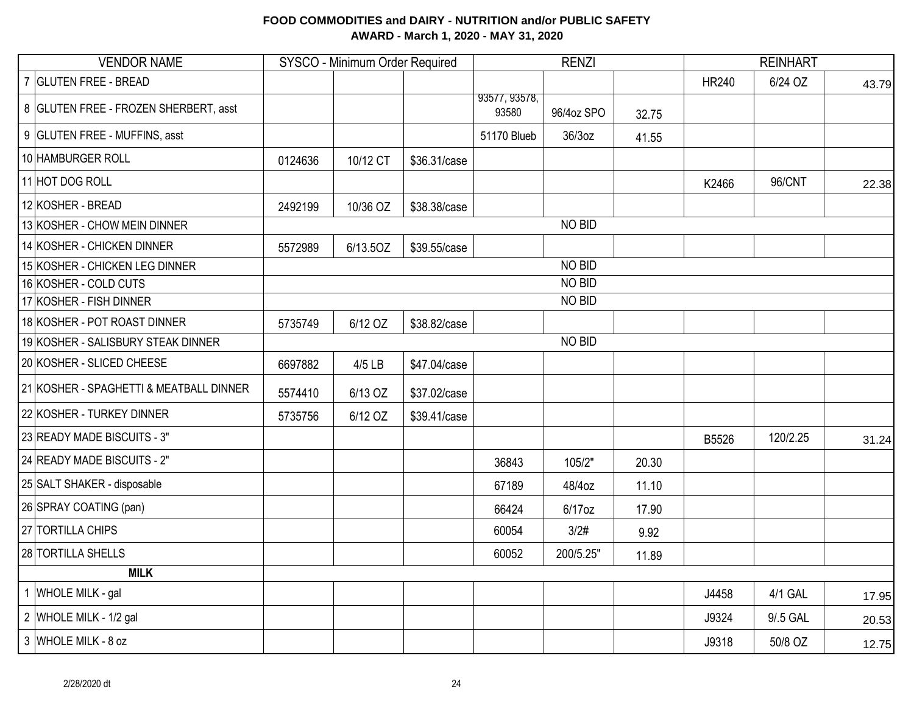**FOOD COMMODITIES and DAIRY - NUTRITION and/or PUBLIC SAFETY**
**AWARD - March 1, 2020 - MAY 31, 2020**

| VENDOR NAME | SYSCO - Minimum Order Required | | | RENZI | | | REINHART | | |
|---|---|---|---|---|---|---|---|---|---|
| 7 GLUTEN FREE - BREAD | | | | | | | HR240 | 6/24 OZ | 43.79 |
| 8 GLUTEN FREE - FROZEN SHERBERT, asst | | | | 93577, 93578, 93580 | 96/4oz SPO | 32.75 | | | |
| 9 GLUTEN FREE - MUFFINS, asst | | | | 51170 Blueb | 36/3oz | 41.55 | | | |
| 10 HAMBURGER ROLL | 0124636 | 10/12 CT | $36.31/case | | | | | | |
| 11 HOT DOG ROLL | | | | | | | K2466 | 96/CNT | 22.38 |
| 12 KOSHER - BREAD | 2492199 | 10/36 OZ | $38.38/case | | | | | | |
| 13 KOSHER - CHOW MEIN DINNER | NO BID | | | | | | | | |
| 14 KOSHER - CHICKEN DINNER | 5572989 | 6/13.5OZ | $39.55/case | | | | | | |
| 15 KOSHER - CHICKEN LEG DINNER | NO BID | | | | | | | | |
| 16 KOSHER - COLD CUTS | NO BID | | | | | | | | |
| 17 KOSHER - FISH DINNER | NO BID | | | | | | | | |
| 18 KOSHER - POT ROAST DINNER | 5735749 | 6/12 OZ | $38.82/case | | | | | | |
| 19 KOSHER - SALISBURY STEAK DINNER | NO BID | | | | | | | | |
| 20 KOSHER - SLICED CHEESE | 6697882 | 4/5 LB | $47.04/case | | | | | | |
| 21 KOSHER - SPAGHETTI & MEATBALL DINNER | 5574410 | 6/13 OZ | $37.02/case | | | | | | |
| 22 KOSHER - TURKEY DINNER | 5735756 | 6/12 OZ | $39.41/case | | | | | | |
| 23 READY MADE BISCUITS - 3" | | | | | | | B5526 | 120/2.25 | 31.24 |
| 24 READY MADE BISCUITS - 2" | | | | 36843 | 105/2" | 20.30 | | | |
| 25 SALT SHAKER - disposable | | | | 67189 | 48/4oz | 11.10 | | | |
| 26 SPRAY COATING (pan) | | | | 66424 | 6/17oz | 17.90 | | | |
| 27 TORTILLA CHIPS | | | | 60054 | 3/2# | 9.92 | | | |
| 28 TORTILLA SHELLS | | | | 60052 | 200/5.25" | 11.89 | | | |
| **MILK** | | | | | | | | | |
| 1 WHOLE MILK - gal | | | | | | | J4458 | 4/1 GAL | 17.95 |
| 2 WHOLE MILK - 1/2 gal | | | | | | | J9324 | 9/.5 GAL | 20.53 |
| 3 WHOLE MILK - 8 oz | | | | | | | J9318 | 50/8 OZ | 12.75 |

2/28/2020 dt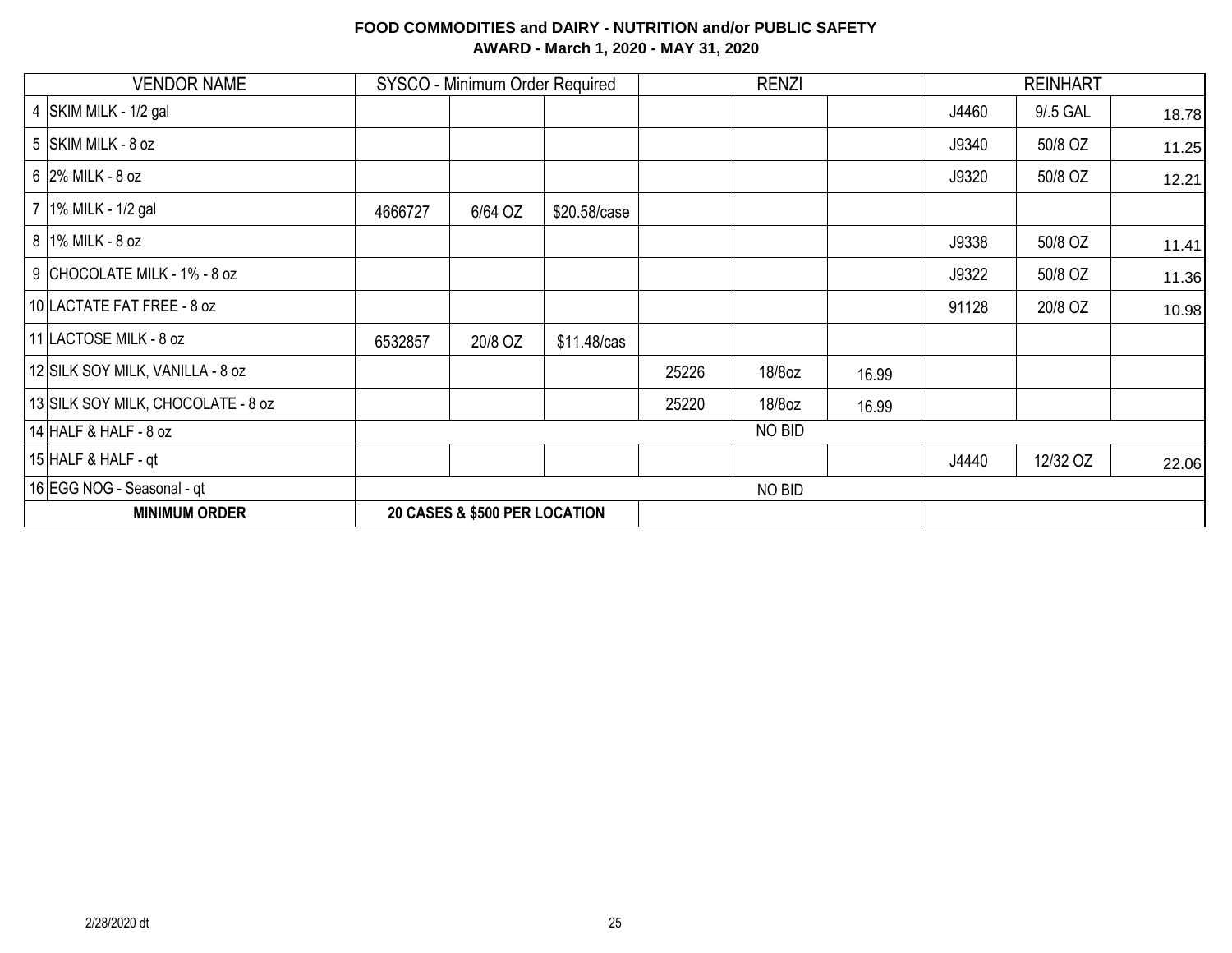**FOOD COMMODITIES and DAIRY - NUTRITION and/or PUBLIC SAFETY**
**AWARD - March 1, 2020 - MAY 31, 2020**

| | VENDOR NAME | SYSCO - Minimum Order Required | | | RENZI | | | REINHART | | |
|---|---|---|---|---|---|---|---|---|---|---|
| 4 | SKIM MILK - 1/2 gal | | | | | | | J4460 | 9/.5 GAL | 18.78 |
| 5 | SKIM MILK - 8 oz | | | | | | | J9340 | 50/8 OZ | 11.25 |
| 6 | 2% MILK - 8 oz | | | | | | | J9320 | 50/8 OZ | 12.21 |
| 7 | 1% MILK - 1/2 gal | 4666727 | 6/64 OZ | $20.58/case | | | | | | |
| 8 | 1% MILK - 8 oz | | | | | | | J9338 | 50/8 OZ | 11.41 |
| 9 | CHOCOLATE MILK - 1% - 8 oz | | | | | | | J9322 | 50/8 OZ | 11.36 |
| 10 | LACTATE FAT FREE - 8 oz | | | | | | | 91128 | 20/8 OZ | 10.98 |
| 11 | LACTOSE MILK - 8 oz | 6532857 | 20/8 OZ | $11.48/cas | | | | | | |
| 12 | SILK SOY MILK, VANILLA - 8 oz | | | | 25226 | 18/8oz | 16.99 | | | |
| 13 | SILK SOY MILK, CHOCOLATE - 8 oz | | | | 25220 | 18/8oz | 16.99 | | | |
| 14 | HALF & HALF - 8 oz | NO BID | | | | | | | | |
| 15 | HALF & HALF - qt | | | | | | | J4440 | 12/32 OZ | 22.06 |
| 16 | EGG NOG - Seasonal - qt | NO BID | | | | | | | | |
| | **MINIMUM ORDER** | **20 CASES & $500 PER LOCATION** | | | | | | | | |

2/28/2020 dt